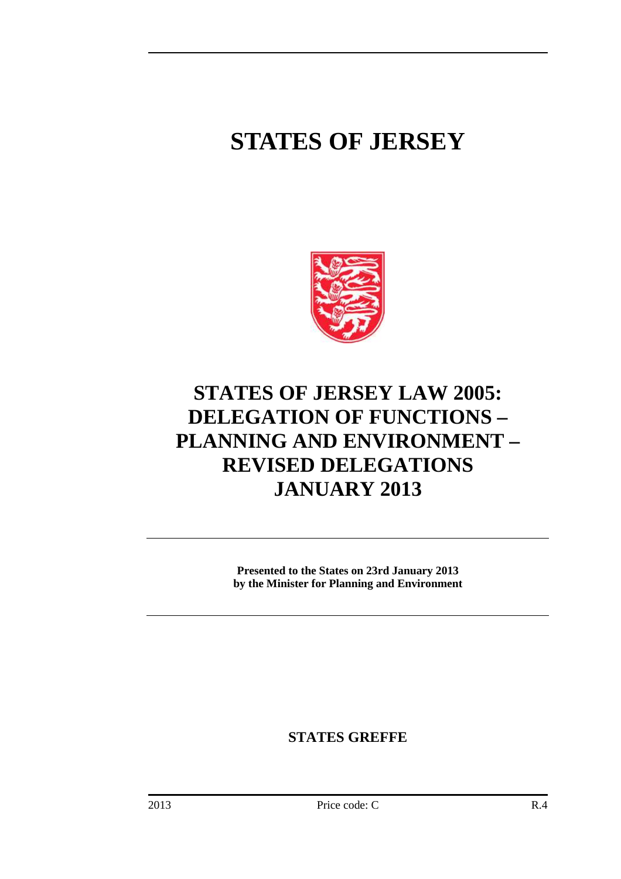# STATES OF JERSEY

# STATES OF JERSEY LAW 2005: DELEGATION OF FUNCTIONS – PLANNING AND ENVIRONMENT – REVISED DELEGATIONS JANUARY 2013

**Presented to the States on 23rd January 2013 by the Minister for Planning and Environment**

**STATES GREFFE**

2013 Price code: C R.4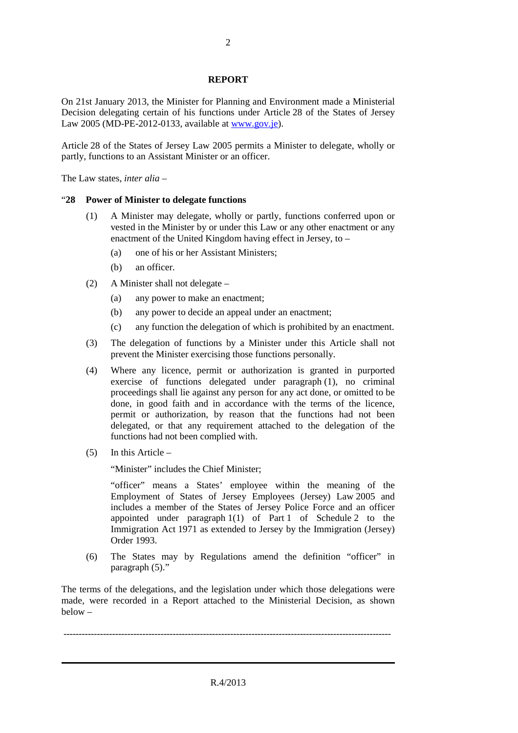## REPORT

On 21st January 2013, the Minister for Planning and Environment made a Ministerial Decision delegating certain of his functions under Article 28 of the States of Jersey Law 2005 (MD-PE-2012-0133, available at www.gov.je).

Article 28 of the States of Jersey Law 2005 permits a Minister to delegate, wholly or partly, functions to an Assistant Minister or an officer.

The Law states, *inter alia* –

"**28 Power of Minister to delegate functions**

(1) A Minister may delegate, wholly or partly, functions conferred upon or vested in the Minister by or under this Law or any other enactment or any enactment of the United Kingdom having effect in Jersey, to –

 (a) one of his or her Assistant Ministers;

 (b) an officer.

(2) A Minister shall not delegate –

 (a) any power to make an enactment;

 (b) any power to decide an appeal under an enactment;

 (c) any function the delegation of which is prohibited by an enactment.

(3) The delegation of functions by a Minister under this Article shall not prevent the Minister exercising those functions personally.

(4) Where any licence, permit or authorization is granted in purported exercise of functions delegated under paragraph (1), no criminal proceedings shall lie against any person for any act done, or omitted to be done, in good faith and in accordance with the terms of the licence, permit or authorization, by reason that the functions had not been delegated, or that any requirement attached to the delegation of the functions had not been complied with.

(5) In this Article –

 "Minister" includes the Chief Minister;

 "officer" means a States' employee within the meaning of the Employment of States of Jersey Employees (Jersey) Law 2005 and includes a member of the States of Jersey Police Force and an officer appointed under paragraph 1(1) of Part 1 of Schedule 2 to the Immigration Act 1971 as extended to Jersey by the Immigration (Jersey) Order 1993.

(6) The States may by Regulations amend the definition "officer" in paragraph (5)."

The terms of the delegations, and the legislation under which those delegations were made, were recorded in a Report attached to the Ministerial Decision, as shown below –

---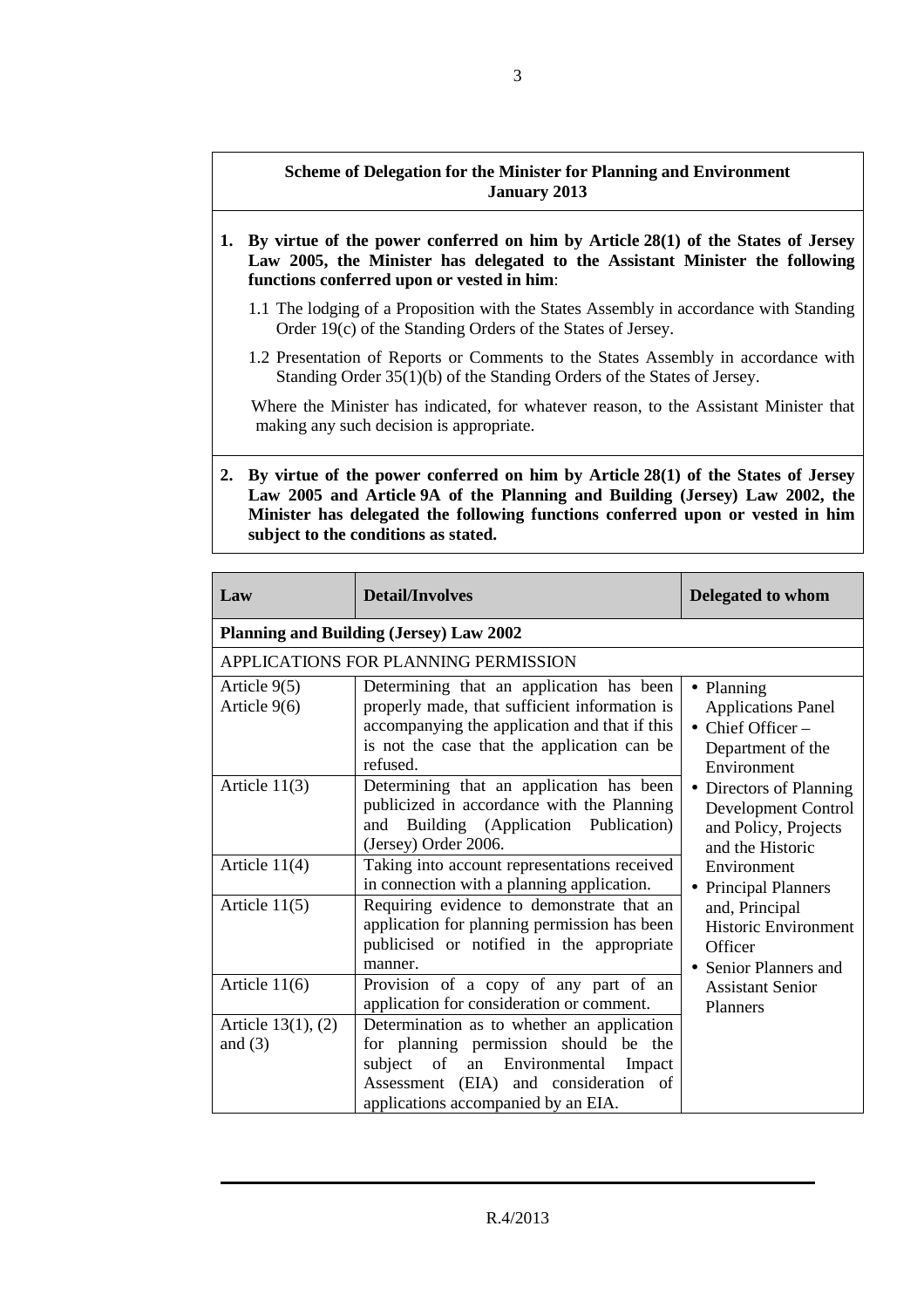**Scheme of Delegation for the Minister for Planning and Environment**
**January 2013**

**1. By virtue of the power conferred on him by Article 28(1) of the States of Jersey Law 2005, the Minister has delegated to the Assistant Minister the following functions conferred upon or vested in him**:

1.1 The lodging of a Proposition with the States Assembly in accordance with Standing Order 19(c) of the Standing Orders of the States of Jersey.

1.2 Presentation of Reports or Comments to the States Assembly in accordance with Standing Order 35(1)(b) of the Standing Orders of the States of Jersey.

Where the Minister has indicated, for whatever reason, to the Assistant Minister that making any such decision is appropriate.

**2. By virtue of the power conferred on him by Article 28(1) of the States of Jersey Law 2005 and Article 9A of the Planning and Building (Jersey) Law 2002, the Minister has delegated the following functions conferred upon or vested in him subject to the conditions as stated.**

| Law | Detail/Involves | Delegated to whom |
|---|---|---|
| **Planning and Building (Jersey) Law 2002** | | |
| APPLICATIONS FOR PLANNING PERMISSION | | |
| Article 9(5)<br>Article 9(6) | Determining that an application has been properly made, that sufficient information is accompanying the application and that if this is not the case that the application can be refused. | • Planning Applications Panel<br>• Chief Officer – Department of the Environment<br>• Directors of Planning Development Control and Policy, Projects and the Historic Environment<br>• Principal Planners and, Principal Historic Environment Officer<br>• Senior Planners and Assistant Senior Planners |
| Article 11(3) | Determining that an application has been publicized in accordance with the Planning and Building (Application Publication) (Jersey) Order 2006. | |
| Article 11(4) | Taking into account representations received in connection with a planning application. | |
| Article 11(5) | Requiring evidence to demonstrate that an application for planning permission has been publicised or notified in the appropriate manner. | |
| Article 11(6) | Provision of a copy of any part of an application for consideration or comment. | |
| Article 13(1), (2) and (3) | Determination as to whether an application for planning permission should be the subject of an Environmental Impact Assessment (EIA) and consideration of applications accompanied by an EIA. | |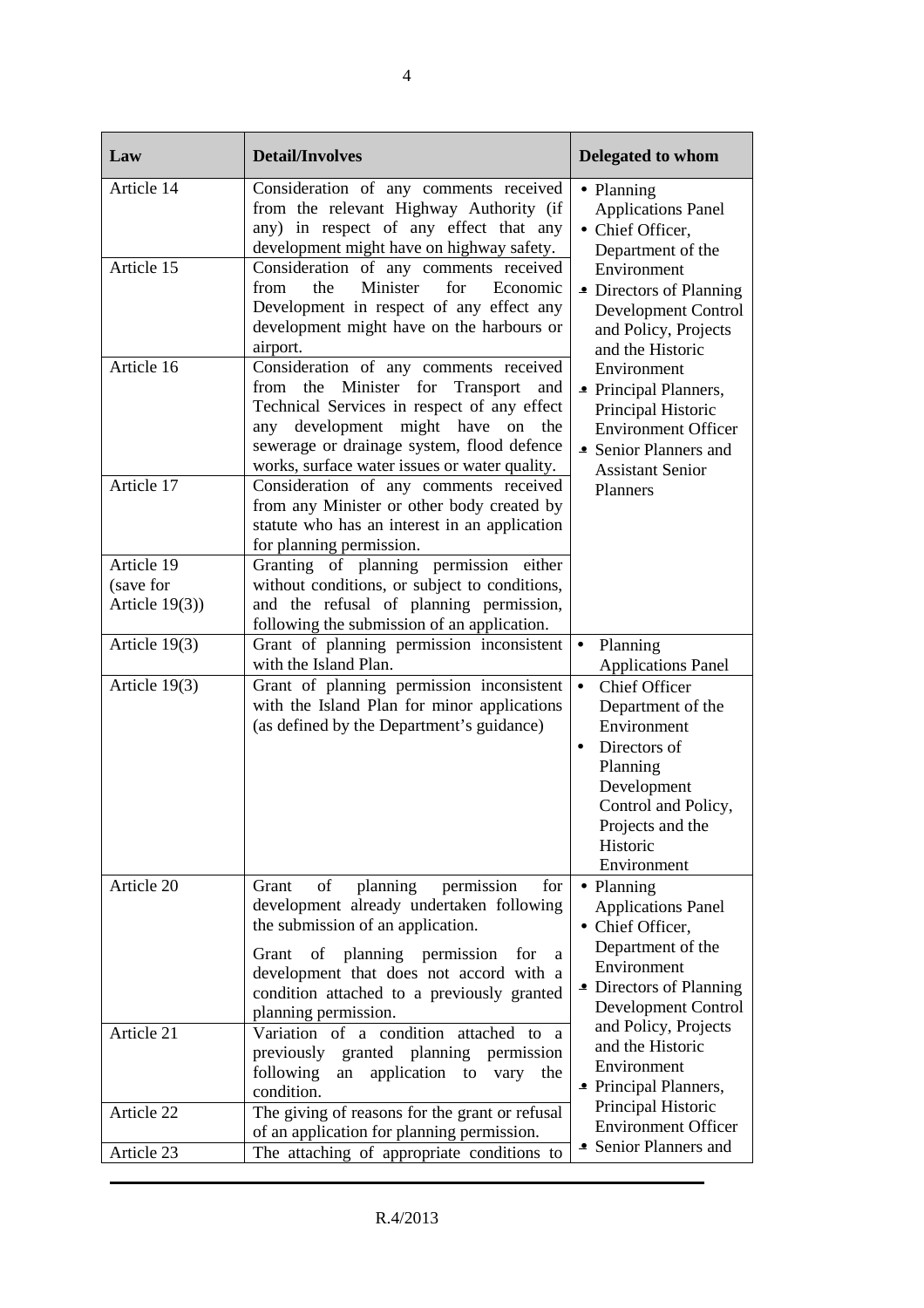| Law | Detail/Involves | Delegated to whom |
|---|---|---|
| Article 14 | Consideration of any comments received from the relevant Highway Authority (if any) in respect of any effect that any development might have on highway safety. | • Planning Applications Panel<br>• Chief Officer, Department of the Environment<br>• Directors of Planning Development Control and Policy, Projects and the Historic Environment<br>• Principal Planners, Principal Historic Environment Officer<br>• Senior Planners and Assistant Senior Planners |
| Article 15 | Consideration of any comments received from the Minister for Economic Development in respect of any effect any development might have on the harbours or airport. | |
| Article 16 | Consideration of any comments received from the Minister for Transport and Technical Services in respect of any effect any development might have on the sewerage or drainage system, flood defence works, surface water issues or water quality. | |
| Article 17 | Consideration of any comments received from any Minister or other body created by statute who has an interest in an application for planning permission. | |
| Article 19 (save for Article 19(3)) | Granting of planning permission either without conditions, or subject to conditions, and the refusal of planning permission, following the submission of an application. | |
| Article 19(3) | Grant of planning permission inconsistent with the Island Plan. | • Planning Applications Panel |
| Article 19(3) | Grant of planning permission inconsistent with the Island Plan for minor applications (as defined by the Department's guidance) | • Chief Officer Department of the Environment<br>• Directors of Planning Development Control and Policy, Projects and the Historic Environment |
| Article 20 | Grant of planning permission for development already undertaken following the submission of an application.<br><br>Grant of planning permission for a development that does not accord with a condition attached to a previously granted planning permission. | • Planning Applications Panel<br>• Chief Officer, Department of the Environment<br>• Directors of Planning Development Control and Policy, Projects and the Historic Environment<br>• Principal Planners, Principal Historic Environment Officer<br>• Senior Planners and |
| Article 21 | Variation of a condition attached to a previously granted planning permission following an application to vary the condition. | |
| Article 22 | The giving of reasons for the grant or refusal of an application for planning permission. | |
| Article 23 | The attaching of appropriate conditions to | |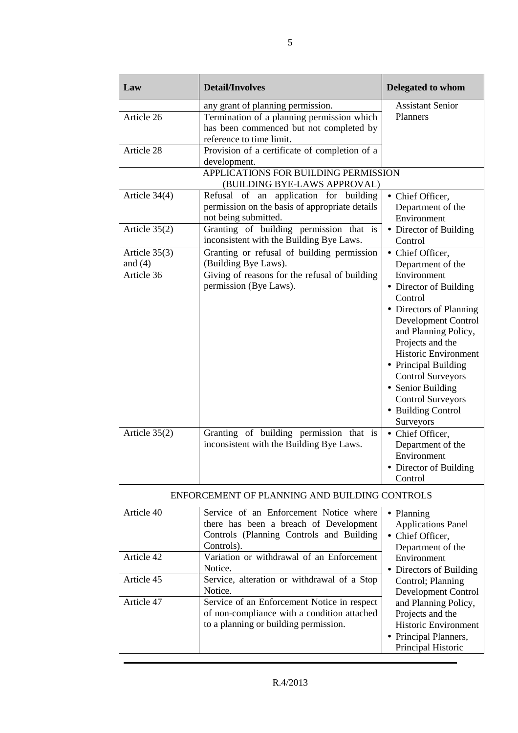| Law | Detail/Involves | Delegated to whom |
|---|---|---|
| | any grant of planning permission. | Assistant Senior Planners |
| Article 26 | Termination of a planning permission which has been commenced but not completed by reference to time limit. | |
| Article 28 | Provision of a certificate of completion of a development. | |
| APPLICATIONS FOR BUILDING PERMISSION (BUILDING BYE-LAWS APPROVAL) | | |
| Article 34(4) | Refusal of an application for building permission on the basis of appropriate details not being submitted. | • Chief Officer, Department of the Environment<br>• Director of Building Control |
| Article 35(2) | Granting of building permission that is inconsistent with the Building Bye Laws. | |
| Article 35(3) and (4) | Granting or refusal of building permission (Building Bye Laws). | • Chief Officer, Department of the Environment<br>• Director of Building Control<br>• Directors of Planning Development Control and Planning Policy, Projects and the Historic Environment<br>• Principal Building Control Surveyors<br>• Senior Building Control Surveyors<br>• Building Control Surveyors |
| Article 36 | Giving of reasons for the refusal of building permission (Bye Laws). | |
| Article 35(2) | Granting of building permission that is inconsistent with the Building Bye Laws. | • Chief Officer, Department of the Environment<br>• Director of Building Control |
| ENFORCEMENT OF PLANNING AND BUILDING CONTROLS | | |
| Article 40 | Service of an Enforcement Notice where there has been a breach of Development Controls (Planning Controls and Building Controls). | • Planning Applications Panel<br>• Chief Officer, Department of the Environment<br>• Directors of Building Control; Planning Development Control and Planning Policy, Projects and the Historic Environment<br>• Principal Planners, Principal Historic |
| Article 42 | Variation or withdrawal of an Enforcement Notice. | |
| Article 45 | Service, alteration or withdrawal of a Stop Notice. | |
| Article 47 | Service of an Enforcement Notice in respect of non-compliance with a condition attached to a planning or building permission. | |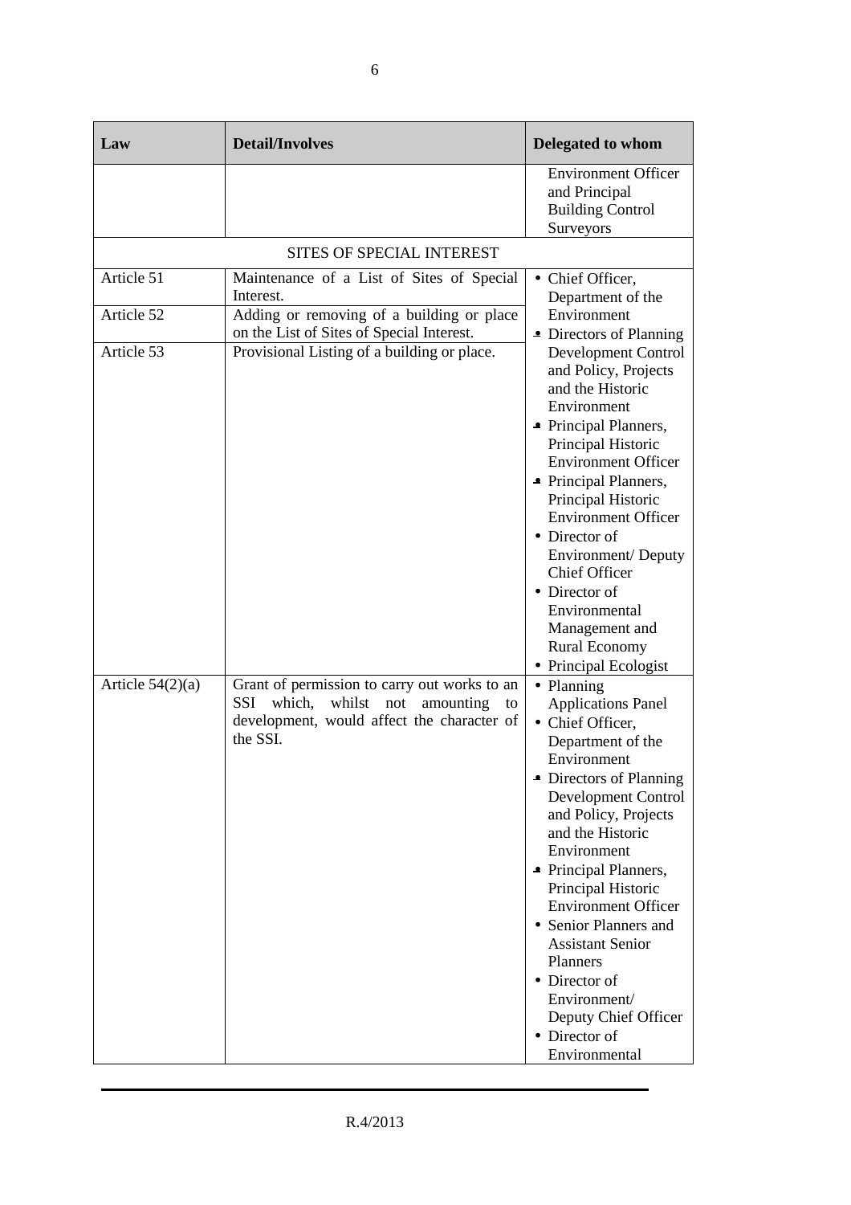| Law | Detail/Involves | Delegated to whom |
|---|---|---|
| | | Environment Officer and Principal Building Control Surveyors |
| SITES OF SPECIAL INTEREST | | |
| Article 51 | Maintenance of a List of Sites of Special Interest. | • Chief Officer, Department of the Environment<br>• Directors of Planning Development Control and Policy, Projects and the Historic Environment<br>• Principal Planners, Principal Historic Environment Officer<br>• Principal Planners, Principal Historic Environment Officer<br>• Director of Environment/ Deputy Chief Officer<br>• Director of Environmental Management and Rural Economy<br>• Principal Ecologist |
| Article 52 | Adding or removing of a building or place on the List of Sites of Special Interest. | |
| Article 53 | Provisional Listing of a building or place. | |
| Article 54(2)(a) | Grant of permission to carry out works to an SSI which, whilst not amounting to development, would affect the character of the SSI. | • Planning Applications Panel<br>• Chief Officer, Department of the Environment<br>• Directors of Planning Development Control and Policy, Projects and the Historic Environment<br>• Principal Planners, Principal Historic Environment Officer<br>• Senior Planners and Assistant Senior Planners<br>• Director of Environment/ Deputy Chief Officer<br>• Director of Environmental |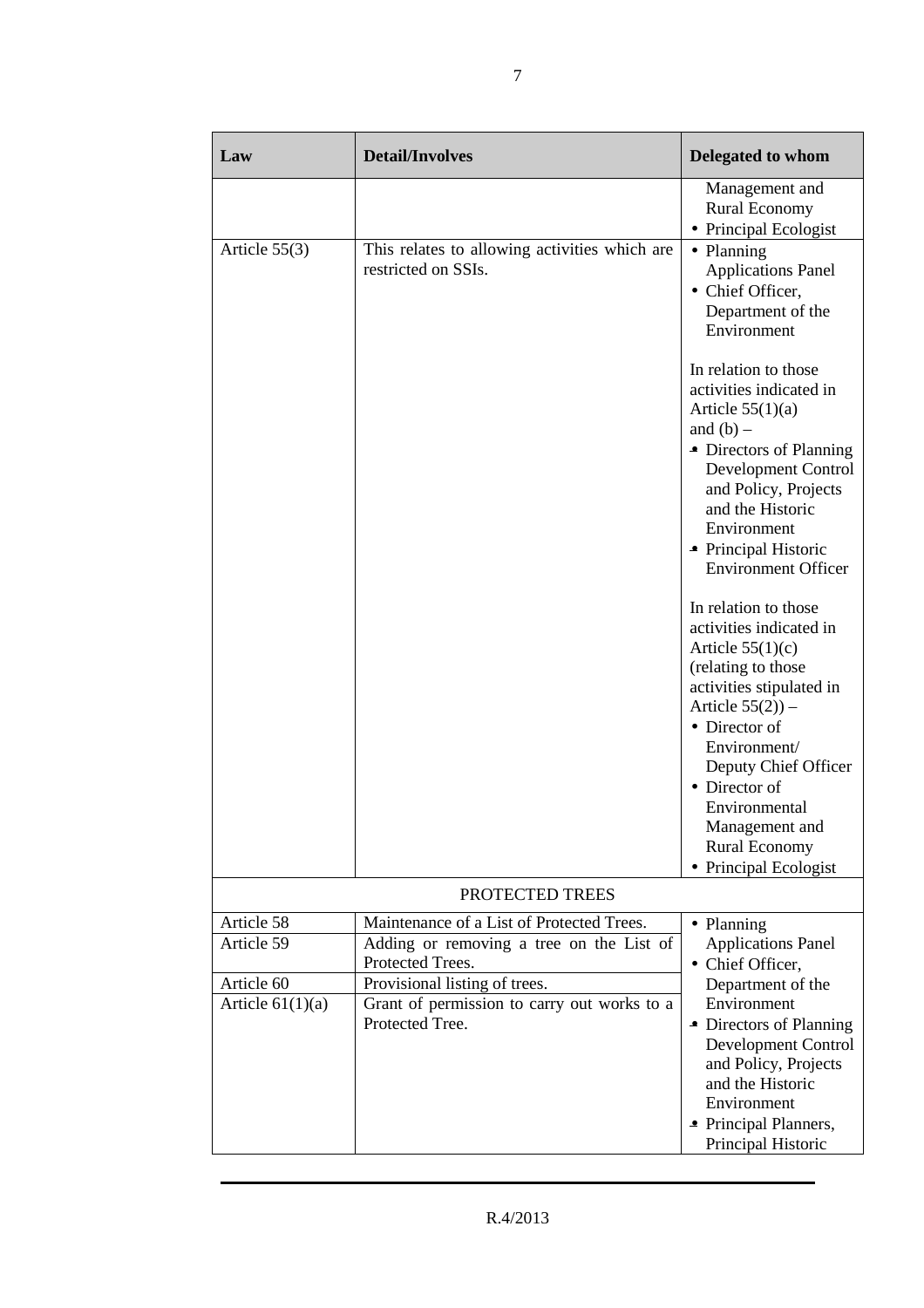| Law | Detail/Involves | Delegated to whom |
|---|---|---|
| | | Management and Rural Economy<br>• Principal Ecologist |
| Article 55(3) | This relates to allowing activities which are restricted on SSIs. | • Planning Applications Panel<br>• Chief Officer, Department of the Environment<br><br>In relation to those activities indicated in Article 55(1)(a) and (b) –<br>• Directors of Planning Development Control and Policy, Projects and the Historic Environment<br>• Principal Historic Environment Officer<br><br>In relation to those activities indicated in Article 55(1)(c) (relating to those activities stipulated in Article 55(2)) –<br>• Director of Environment/ Deputy Chief Officer<br>• Director of Environmental Management and Rural Economy<br>• Principal Ecologist |
| PROTECTED TREES | | |
| Article 58 | Maintenance of a List of Protected Trees. | • Planning Applications Panel<br>• Chief Officer, Department of the Environment<br>• Directors of Planning Development Control and Policy, Projects and the Historic Environment<br>• Principal Planners, Principal Historic |
| Article 59 | Adding or removing a tree on the List of Protected Trees. | |
| Article 60 | Provisional listing of trees. | |
| Article 61(1)(a) | Grant of permission to carry out works to a Protected Tree. | |

R.4/2013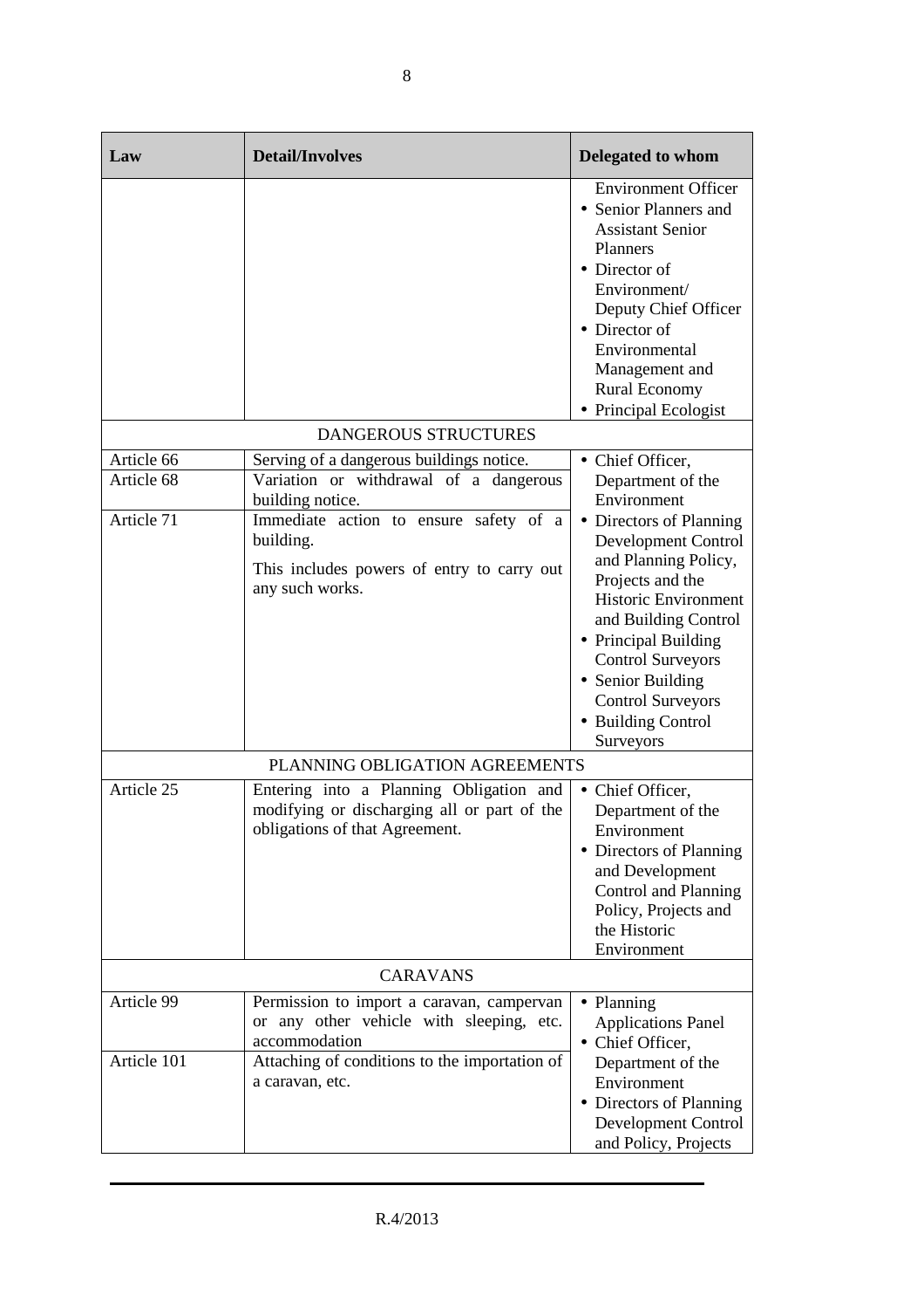| Law | Detail/Involves | Delegated to whom |
| --- | --- | --- |
| | | Environment Officer<br>• Senior Planners and Assistant Senior Planners<br>• Director of Environment/ Deputy Chief Officer<br>• Director of Environmental Management and Rural Economy<br>• Principal Ecologist |
| DANGEROUS STRUCTURES | | |
| Article 66 | Serving of a dangerous buildings notice. | • Chief Officer, Department of the Environment<br>• Directors of Planning Development Control and Planning Policy, Projects and the Historic Environment and Building Control<br>• Principal Building Control Surveyors<br>• Senior Building Control Surveyors<br>• Building Control Surveyors |
| Article 68 | Variation or withdrawal of a dangerous building notice. | |
| Article 71 | Immediate action to ensure safety of a building.<br>This includes powers of entry to carry out any such works. | |
| PLANNING OBLIGATION AGREEMENTS | | |
| Article 25 | Entering into a Planning Obligation and modifying or discharging all or part of the obligations of that Agreement. | • Chief Officer, Department of the Environment<br>• Directors of Planning and Development Control and Planning Policy, Projects and the Historic Environment |
| CARAVANS | | |
| Article 99 | Permission to import a caravan, campervan or any other vehicle with sleeping, etc. accommodation | • Planning Applications Panel<br>• Chief Officer, Department of the Environment<br>• Directors of Planning Development Control and Policy, Projects |
| Article 101 | Attaching of conditions to the importation of a caravan, etc. | |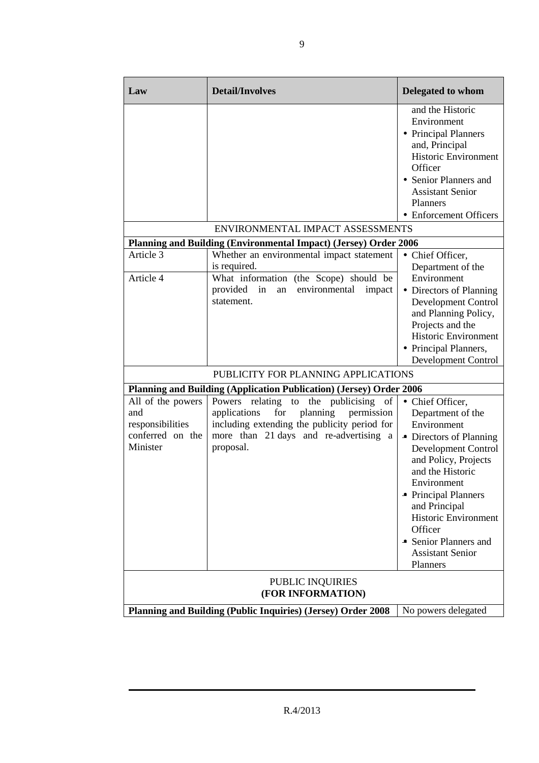| Law | Detail/Involves | Delegated to whom |
|---|---|---|
| | | and the Historic Environment<br>• Principal Planners and, Principal Historic Environment Officer<br>• Senior Planners and Assistant Senior Planners<br>• Enforcement Officers |
| ENVIRONMENTAL IMPACT ASSESSMENTS | | |
| **Planning and Building (Environmental Impact) (Jersey) Order 2006** | | |
| Article 3 | Whether an environmental impact statement is required. | • Chief Officer, Department of the Environment<br>• Directors of Planning Development Control and Planning Policy, Projects and the Historic Environment<br>• Principal Planners, Development Control |
| Article 4 | What information (the Scope) should be provided in an environmental impact statement. | |
| PUBLICITY FOR PLANNING APPLICATIONS | | |
| **Planning and Building (Application Publication) (Jersey) Order 2006** | | |
| All of the powers and responsibilities conferred on the Minister | Powers relating to the publicising of applications for planning permission including extending the publicity period for more than 21 days and re-advertising a proposal. | • Chief Officer, Department of the Environment<br>• Directors of Planning Development Control and Policy, Projects and the Historic Environment<br>• Principal Planners and Principal Historic Environment Officer<br>• Senior Planners and Assistant Senior Planners |
| PUBLIC INQUIRIES **(FOR INFORMATION)** | | |
| **Planning and Building (Public Inquiries) (Jersey) Order 2008** | | No powers delegated |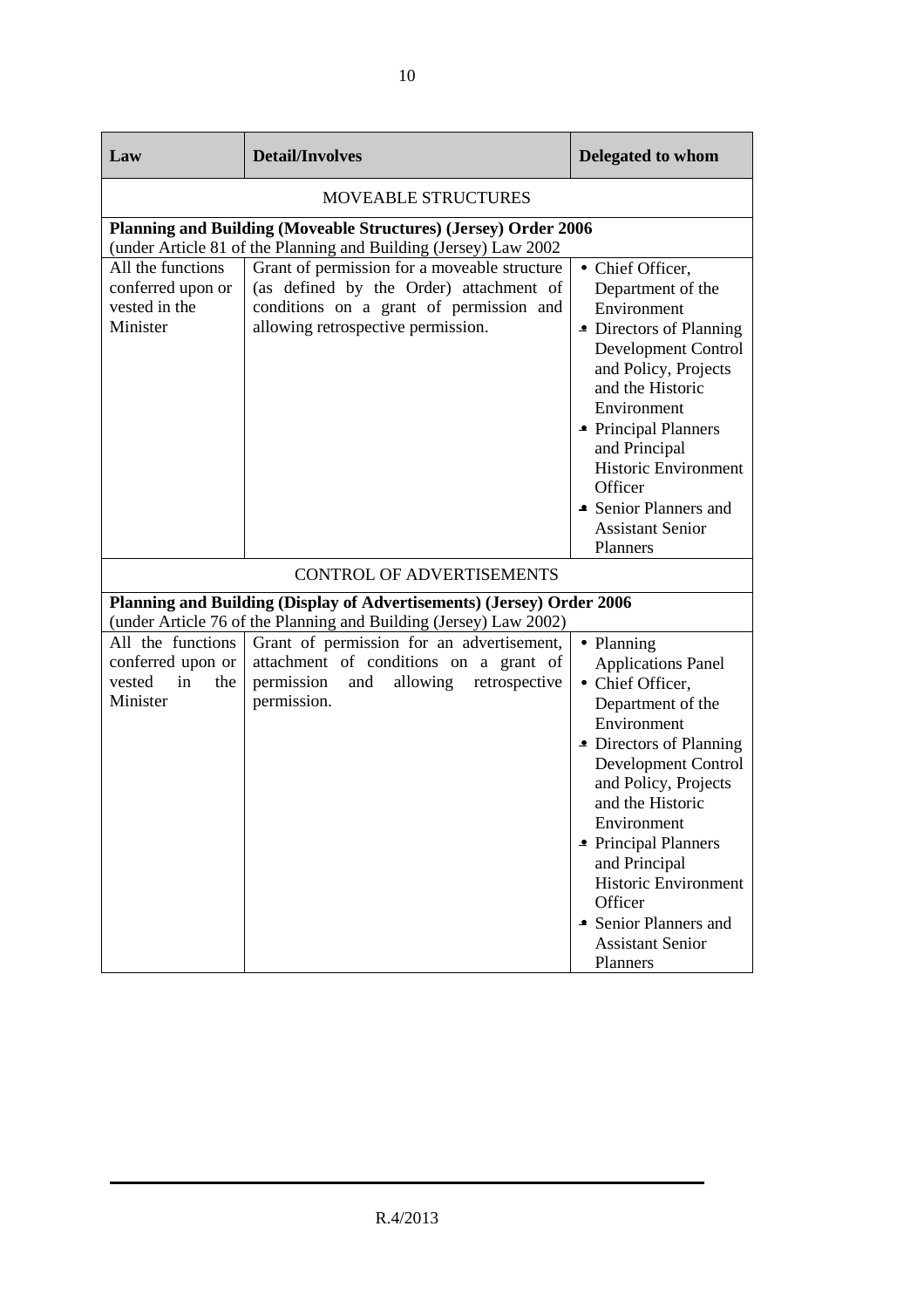| Law | Detail/Involves | Delegated to whom |
|---|---|---|
| MOVEABLE STRUCTURES | | |
| **Planning and Building (Moveable Structures) (Jersey) Order 2006** (under Article 81 of the Planning and Building (Jersey) Law 2002 | | |
| All the functions conferred upon or vested in the Minister | Grant of permission for a moveable structure (as defined by the Order) attachment of conditions on a grant of permission and allowing retrospective permission. | • Chief Officer, Department of the Environment<br>• Directors of Planning Development Control and Policy, Projects and the Historic Environment<br>• Principal Planners and Principal Historic Environment Officer<br>• Senior Planners and Assistant Senior Planners |
| CONTROL OF ADVERTISEMENTS | | |
| **Planning and Building (Display of Advertisements) (Jersey) Order 2006** (under Article 76 of the Planning and Building (Jersey) Law 2002) | | |
| All the functions conferred upon or vested in the Minister | Grant of permission for an advertisement, attachment of conditions on a grant of permission and allowing retrospective permission. | • Planning Applications Panel<br>• Chief Officer, Department of the Environment<br>• Directors of Planning Development Control and Policy, Projects and the Historic Environment<br>• Principal Planners and Principal Historic Environment Officer<br>• Senior Planners and Assistant Senior Planners |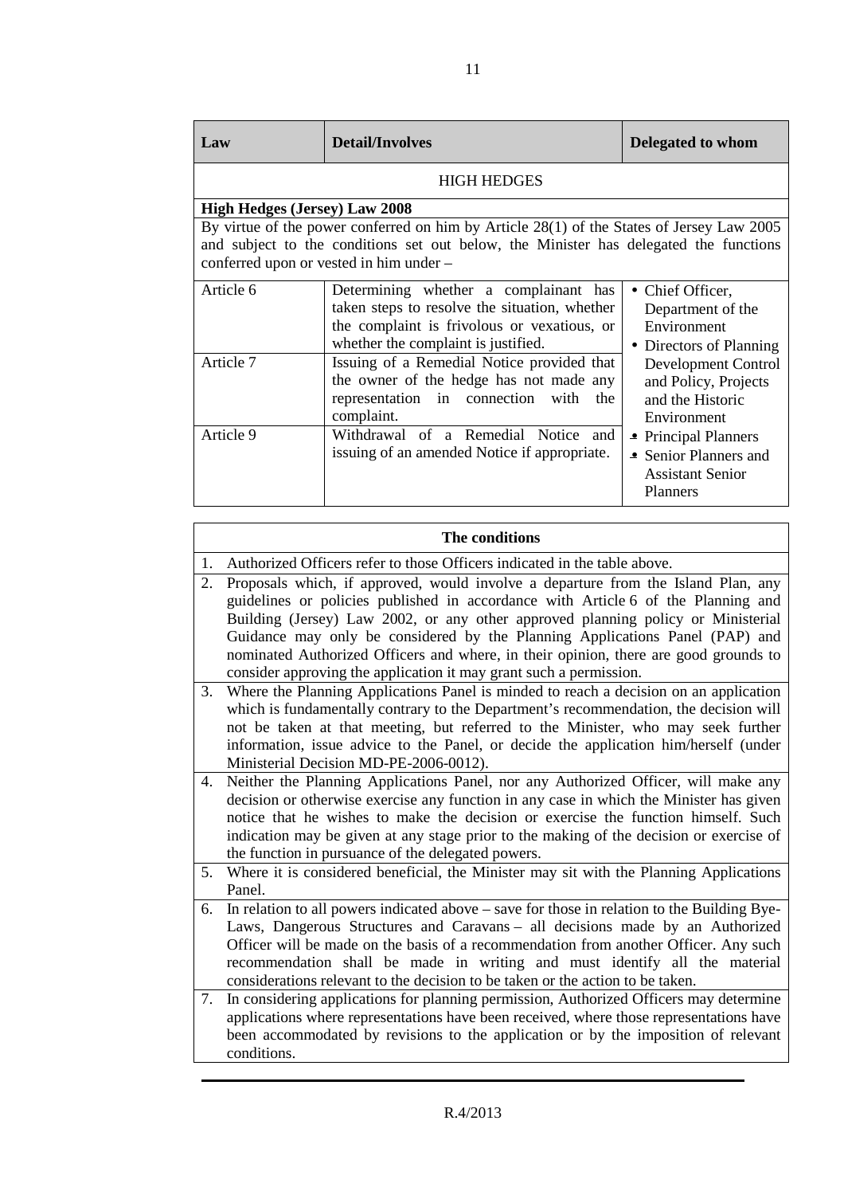| Law | Detail/Involves | Delegated to whom |
|---|---|---|
| HIGH HEDGES | | |
| **High Hedges (Jersey) Law 2008** | | |
| By virtue of the power conferred on him by Article 28(1) of the States of Jersey Law 2005 and subject to the conditions set out below, the Minister has delegated the functions conferred upon or vested in him under – | | |
| Article 6 | Determining whether a complainant has taken steps to resolve the situation, whether the complaint is frivolous or vexatious, or whether the complaint is justified. | • Chief Officer, Department of the Environment<br>• Directors of Planning Development Control and Policy, Projects and the Historic Environment<br>• Principal Planners<br>• Senior Planners and Assistant Senior Planners |
| Article 7 | Issuing of a Remedial Notice provided that the owner of the hedge has not made any representation in connection with the complaint. | |
| Article 9 | Withdrawal of a Remedial Notice and issuing of an amended Notice if appropriate. | |

| The conditions |
|---|
| 1. Authorized Officers refer to those Officers indicated in the table above. |
| 2. Proposals which, if approved, would involve a departure from the Island Plan, any guidelines or policies published in accordance with Article 6 of the Planning and Building (Jersey) Law 2002, or any other approved planning policy or Ministerial Guidance may only be considered by the Planning Applications Panel (PAP) and nominated Authorized Officers and where, in their opinion, there are good grounds to consider approving the application it may grant such a permission. |
| 3. Where the Planning Applications Panel is minded to reach a decision on an application which is fundamentally contrary to the Department's recommendation, the decision will not be taken at that meeting, but referred to the Minister, who may seek further information, issue advice to the Panel, or decide the application him/herself (under Ministerial Decision MD-PE-2006-0012). |
| 4. Neither the Planning Applications Panel, nor any Authorized Officer, will make any decision or otherwise exercise any function in any case in which the Minister has given notice that he wishes to make the decision or exercise the function himself. Such indication may be given at any stage prior to the making of the decision or exercise of the function in pursuance of the delegated powers. |
| 5. Where it is considered beneficial, the Minister may sit with the Planning Applications Panel. |
| 6. In relation to all powers indicated above – save for those in relation to the Building Bye-Laws, Dangerous Structures and Caravans – all decisions made by an Authorized Officer will be made on the basis of a recommendation from another Officer. Any such recommendation shall be made in writing and must identify all the material considerations relevant to the decision to be taken or the action to be taken. |
| 7. In considering applications for planning permission, Authorized Officers may determine applications where representations have been received, where those representations have been accommodated by revisions to the application or by the imposition of relevant conditions. |

R.4/2013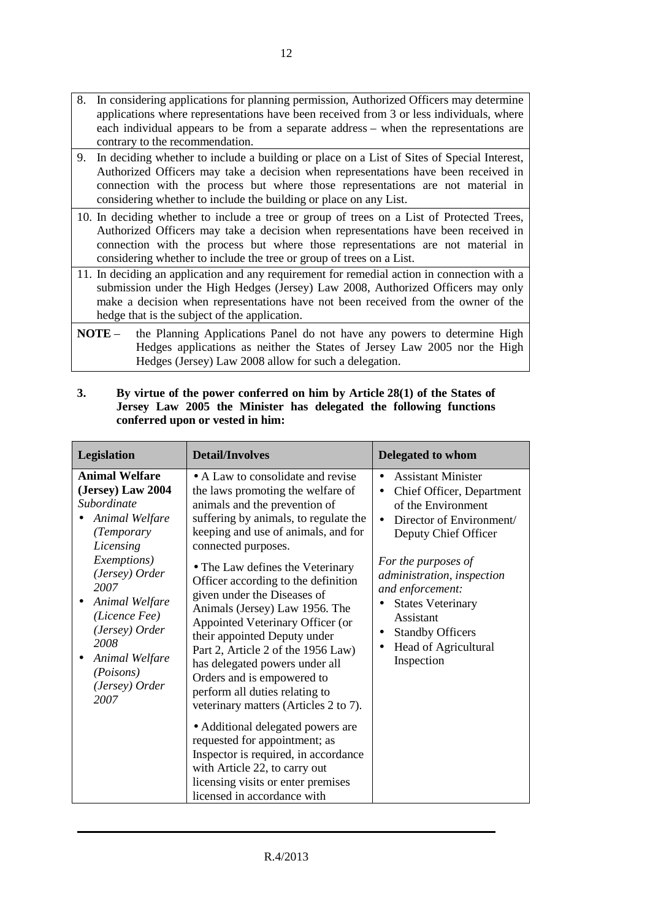| |
|---|
| 8. In considering applications for planning permission, Authorized Officers may determine applications where representations have been received from 3 or less individuals, where each individual appears to be from a separate address – when the representations are contrary to the recommendation. |
| 9. In deciding whether to include a building or place on a List of Sites of Special Interest, Authorized Officers may take a decision when representations have been received in connection with the process but where those representations are not material in considering whether to include the building or place on any List. |
| 10. In deciding whether to include a tree or group of trees on a List of Protected Trees, Authorized Officers may take a decision when representations have been received in connection with the process but where those representations are not material in considering whether to include the tree or group of trees on a List. |
| 11. In deciding an application and any requirement for remedial action in connection with a submission under the High Hedges (Jersey) Law 2008, Authorized Officers may only make a decision when representations have not been received from the owner of the hedge that is the subject of the application. |
| **NOTE** – the Planning Applications Panel do not have any powers to determine High Hedges applications as neither the States of Jersey Law 2005 nor the High Hedges (Jersey) Law 2008 allow for such a delegation. |

**3. By virtue of the power conferred on him by Article 28(1) of the States of Jersey Law 2005 the Minister has delegated the following functions conferred upon or vested in him:**

| Legislation | Detail/Involves | Delegated to whom |
|---|---|---|
| **Animal Welfare (Jersey) Law 2004**<br>*Subordinate*<br>• *Animal Welfare (Temporary Licensing Exemptions) (Jersey) Order 2007*<br>• *Animal Welfare (Licence Fee) (Jersey) Order 2008*<br>• *Animal Welfare (Poisons) (Jersey) Order 2007* | • A Law to consolidate and revise the laws promoting the welfare of animals and the prevention of suffering by animals, to regulate the keeping and use of animals, and for connected purposes.<br>• The Law defines the Veterinary Officer according to the definition given under the Diseases of Animals (Jersey) Law 1956. The Appointed Veterinary Officer (or their appointed Deputy under Part 2, Article 2 of the 1956 Law) has delegated powers under all Orders and is empowered to perform all duties relating to veterinary matters (Articles 2 to 7).<br>• Additional delegated powers are requested for appointment; as Inspector is required, in accordance with Article 22, to carry out licensing visits or enter premises licensed in accordance with | • Assistant Minister<br>• Chief Officer, Department of the Environment<br>• Director of Environment/ Deputy Chief Officer<br><br>*For the purposes of administration, inspection and enforcement:*<br>• States Veterinary Assistant<br>• Standby Officers<br>• Head of Agricultural Inspection |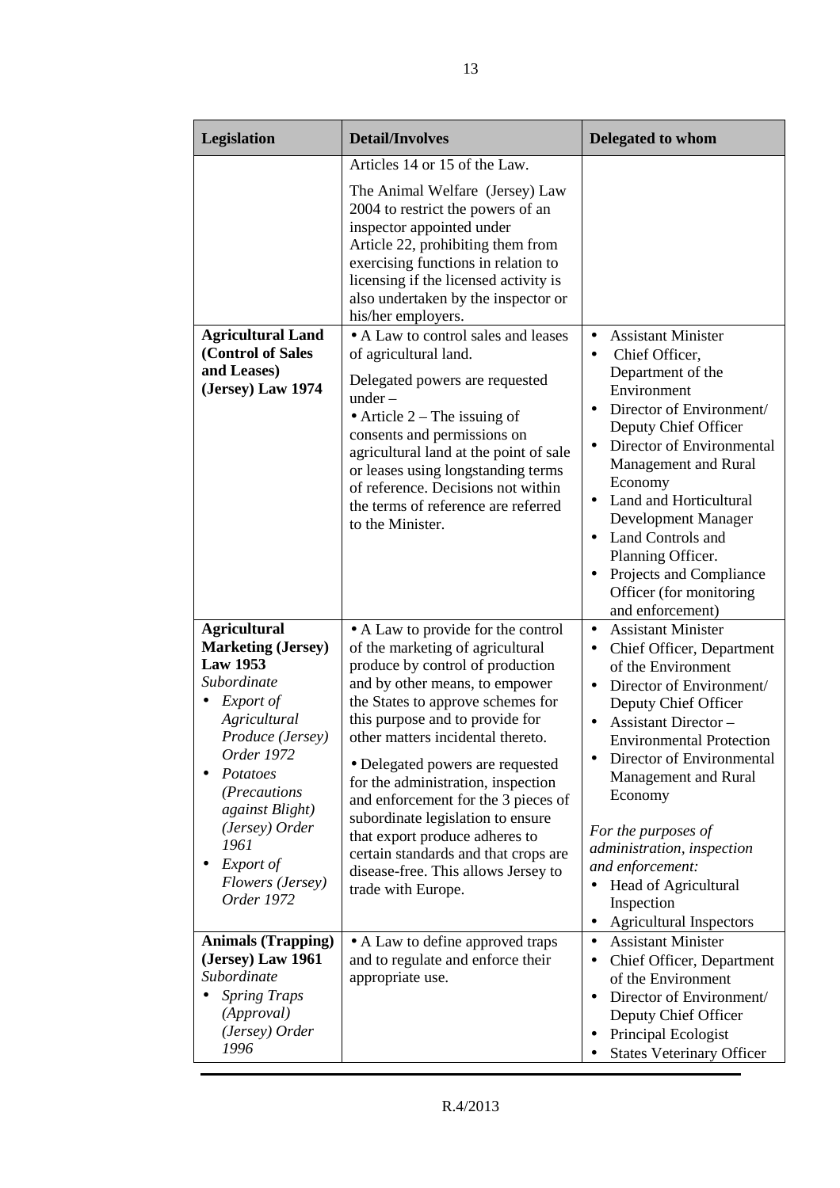| Legislation | Detail/Involves | Delegated to whom |
|---|---|---|
| | Articles 14 or 15 of the Law.<br><br>The Animal Welfare (Jersey) Law 2004 to restrict the powers of an inspector appointed under Article 22, prohibiting them from exercising functions in relation to licensing if the licensed activity is also undertaken by the inspector or his/her employers. | |
| **Agricultural Land (Control of Sales and Leases) (Jersey) Law 1974** | • A Law to control sales and leases of agricultural land.<br><br>Delegated powers are requested under –<br>• Article 2 – The issuing of consents and permissions on agricultural land at the point of sale or leases using longstanding terms of reference. Decisions not within the terms of reference are referred to the Minister. | • Assistant Minister<br>• Chief Officer, Department of the Environment<br>• Director of Environment/ Deputy Chief Officer<br>• Director of Environmental Management and Rural Economy<br>• Land and Horticultural Development Manager<br>• Land Controls and Planning Officer.<br>• Projects and Compliance Officer (for monitoring and enforcement) |
| **Agricultural Marketing (Jersey) Law 1953**<br>*Subordinate*<br>• *Export of Agricultural Produce (Jersey) Order 1972*<br>• *Potatoes (Precautions against Blight) (Jersey) Order 1961*<br>• *Export of Flowers (Jersey) Order 1972* | • A Law to provide for the control of the marketing of agricultural produce by control of production and by other means, to empower the States to approve schemes for this purpose and to provide for other matters incidental thereto.<br><br>• Delegated powers are requested for the administration, inspection and enforcement for the 3 pieces of subordinate legislation to ensure that export produce adheres to certain standards and that crops are disease-free. This allows Jersey to trade with Europe. | • Assistant Minister<br>• Chief Officer, Department of the Environment<br>• Director of Environment/ Deputy Chief Officer<br>• Assistant Director – Environmental Protection<br>• Director of Environmental Management and Rural Economy<br><br>*For the purposes of administration, inspection and enforcement:*<br>• Head of Agricultural Inspection<br>• Agricultural Inspectors |
| **Animals (Trapping) (Jersey) Law 1961**<br>*Subordinate*<br>• *Spring Traps (Approval) (Jersey) Order 1996* | • A Law to define approved traps and to regulate and enforce their appropriate use. | • Assistant Minister<br>• Chief Officer, Department of the Environment<br>• Director of Environment/ Deputy Chief Officer<br>• Principal Ecologist<br>• States Veterinary Officer |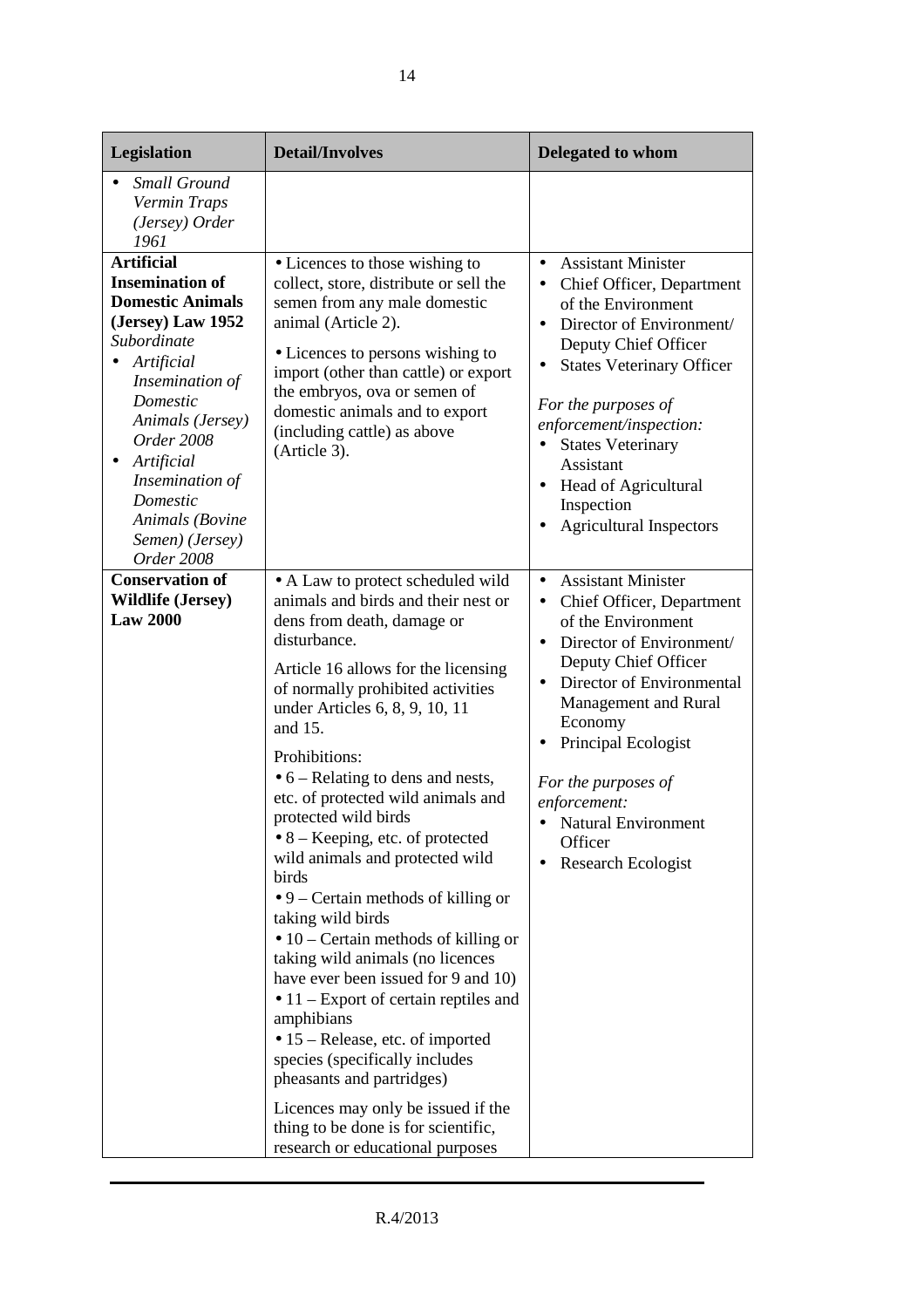| Legislation | Detail/Involves | Delegated to whom |
|---|---|---|
| • *Small Ground Vermin Traps (Jersey) Order 1961* | | |
| **Artificial Insemination of Domestic Animals (Jersey) Law 1952**<br>*Subordinate*<br>• *Artificial Insemination of Domestic Animals (Jersey) Order 2008*<br>• *Artificial Insemination of Domestic Animals (Bovine Semen) (Jersey) Order 2008* | • Licences to those wishing to collect, store, distribute or sell the semen from any male domestic animal (Article 2).<br>• Licences to persons wishing to import (other than cattle) or export the embryos, ova or semen of domestic animals and to export (including cattle) as above (Article 3). | • Assistant Minister<br>• Chief Officer, Department of the Environment<br>• Director of Environment/ Deputy Chief Officer<br>• States Veterinary Officer<br><br>*For the purposes of enforcement/inspection:*<br>• States Veterinary Assistant<br>• Head of Agricultural Inspection<br>• Agricultural Inspectors |
| **Conservation of Wildlife (Jersey) Law 2000** | • A Law to protect scheduled wild animals and birds and their nest or dens from death, damage or disturbance.<br>Article 16 allows for the licensing of normally prohibited activities under Articles 6, 8, 9, 10, 11 and 15.<br>Prohibitions:<br>• 6 – Relating to dens and nests, etc. of protected wild animals and protected wild birds<br>• 8 – Keeping, etc. of protected wild animals and protected wild birds<br>• 9 – Certain methods of killing or taking wild birds<br>• 10 – Certain methods of killing or taking wild animals (no licences have ever been issued for 9 and 10)<br>• 11 – Export of certain reptiles and amphibians<br>• 15 – Release, etc. of imported species (specifically includes pheasants and partridges)<br>Licences may only be issued if the thing to be done is for scientific, research or educational purposes | • Assistant Minister<br>• Chief Officer, Department of the Environment<br>• Director of Environment/ Deputy Chief Officer<br>• Director of Environmental Management and Rural Economy<br>• Principal Ecologist<br><br>*For the purposes of enforcement:*<br>• Natural Environment Officer<br>• Research Ecologist |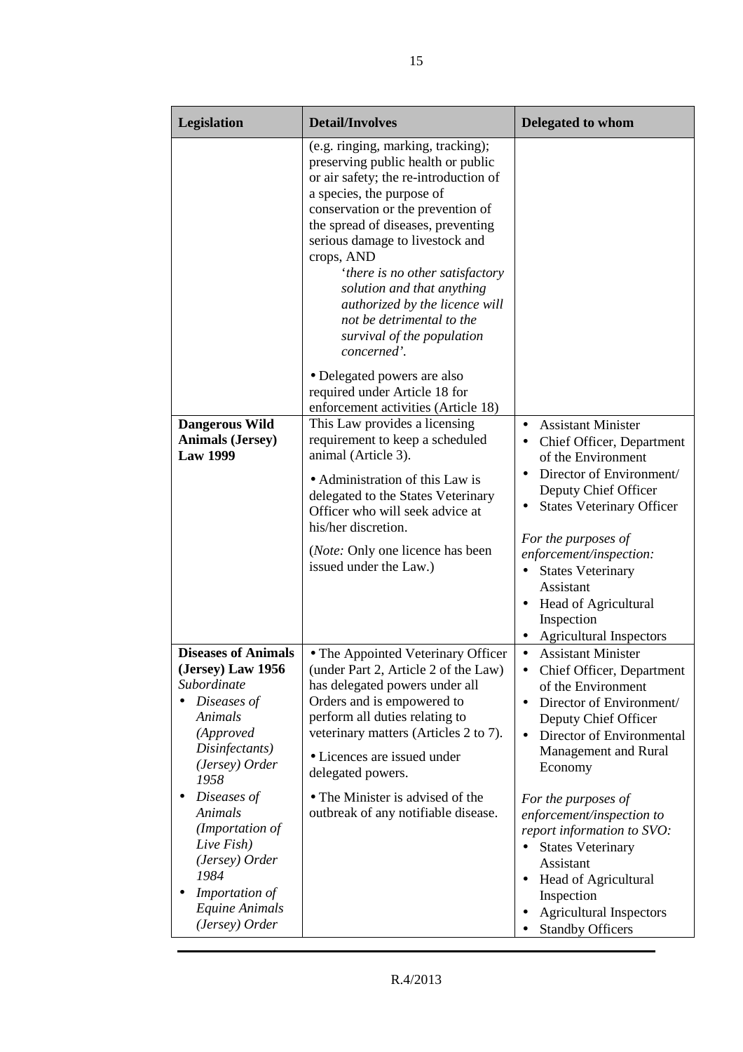| Legislation | Detail/Involves | Delegated to whom |
|---|---|---|
| | (e.g. ringing, marking, tracking); preserving public health or public or air safety; the re-introduction of a species, the purpose of conservation or the prevention of the spread of diseases, preventing serious damage to livestock and crops, AND *'there is no other satisfactory solution and that anything authorized by the licence will not be detrimental to the survival of the population concerned'.*<br>• Delegated powers are also required under Article 18 for enforcement activities (Article 18) | |
| **Dangerous Wild Animals (Jersey) Law 1999** | This Law provides a licensing requirement to keep a scheduled animal (Article 3).<br>• Administration of this Law is delegated to the States Veterinary Officer who will seek advice at his/her discretion.<br>(*Note:* Only one licence has been issued under the Law.) | • Assistant Minister<br>• Chief Officer, Department of the Environment<br>• Director of Environment/ Deputy Chief Officer<br>• States Veterinary Officer<br>*For the purposes of enforcement/inspection:*<br>• States Veterinary Assistant<br>• Head of Agricultural Inspection<br>• Agricultural Inspectors |
| **Diseases of Animals (Jersey) Law 1956**<br>*Subordinate*<br>• *Diseases of Animals (Approved Disinfectants) (Jersey) Order 1958*<br>• *Diseases of Animals (Importation of Live Fish) (Jersey) Order 1984*<br>• *Importation of Equine Animals (Jersey) Order* | • The Appointed Veterinary Officer (under Part 2, Article 2 of the Law) has delegated powers under all Orders and is empowered to perform all duties relating to veterinary matters (Articles 2 to 7).<br>• Licences are issued under delegated powers.<br>• The Minister is advised of the outbreak of any notifiable disease. | • Assistant Minister<br>• Chief Officer, Department of the Environment<br>• Director of Environment/ Deputy Chief Officer<br>• Director of Environmental Management and Rural Economy<br>*For the purposes of enforcement/inspection to report information to SVO:*<br>• States Veterinary Assistant<br>• Head of Agricultural Inspection<br>• Agricultural Inspectors<br>• Standby Officers |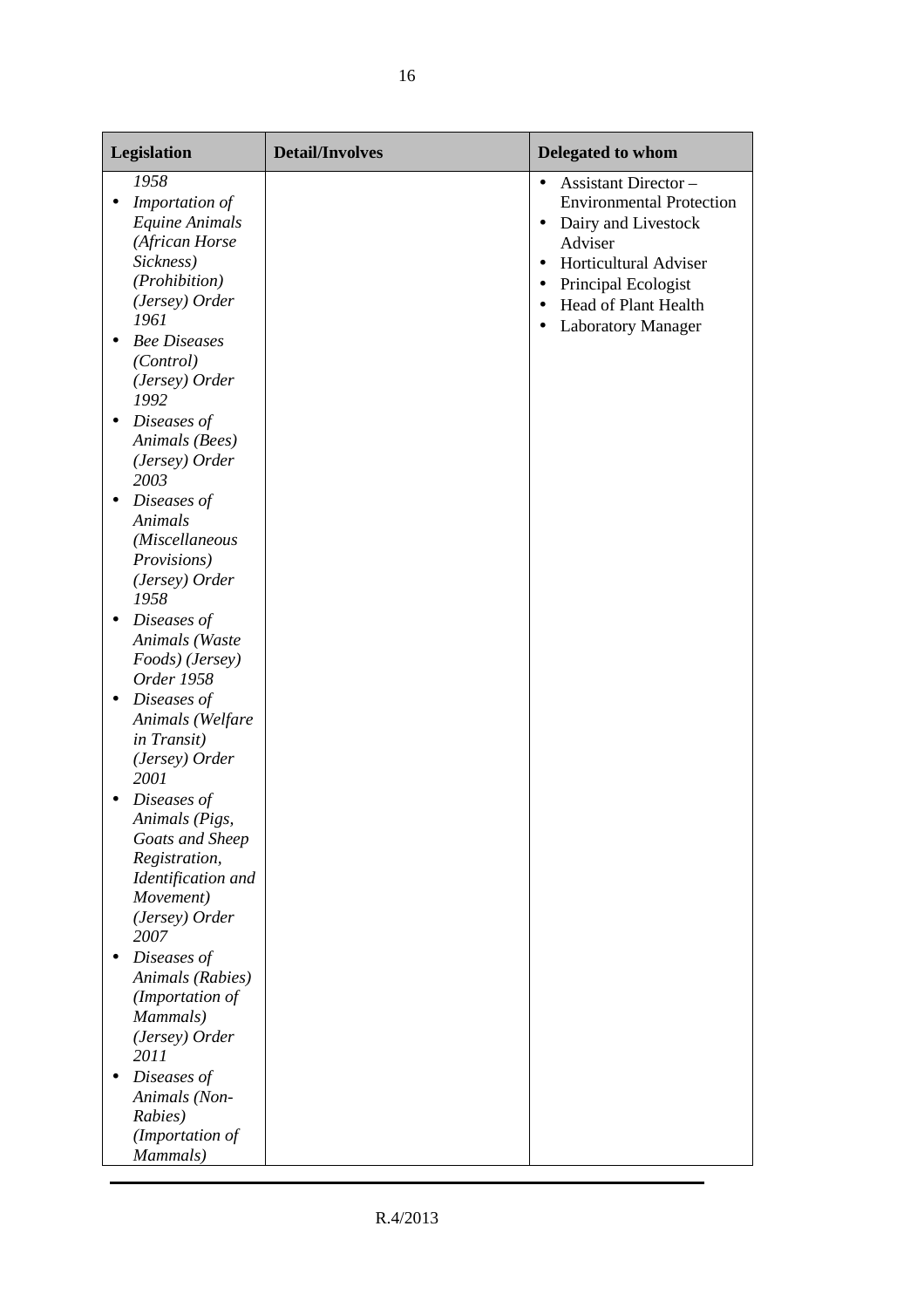| Legislation | Detail/Involves | Delegated to whom |
|---|---|---|
| *1958*<br>• *Importation of Equine Animals (African Horse Sickness) (Prohibition) (Jersey) Order 1961*<br>• *Bee Diseases (Control) (Jersey) Order 1992*<br>• *Diseases of Animals (Bees) (Jersey) Order 2003*<br>• *Diseases of Animals (Miscellaneous Provisions) (Jersey) Order 1958*<br>• *Diseases of Animals (Waste Foods) (Jersey) Order 1958*<br>• *Diseases of Animals (Welfare in Transit) (Jersey) Order 2001*<br>• *Diseases of Animals (Pigs, Goats and Sheep Registration, Identification and Movement) (Jersey) Order 2007*<br>• *Diseases of Animals (Rabies) (Importation of Mammals) (Jersey) Order 2011*<br>• *Diseases of Animals (Non-Rabies) (Importation of Mammals)* | | • Assistant Director – Environmental Protection<br>• Dairy and Livestock Adviser<br>• Horticultural Adviser<br>• Principal Ecologist<br>• Head of Plant Health<br>• Laboratory Manager |

R.4/2013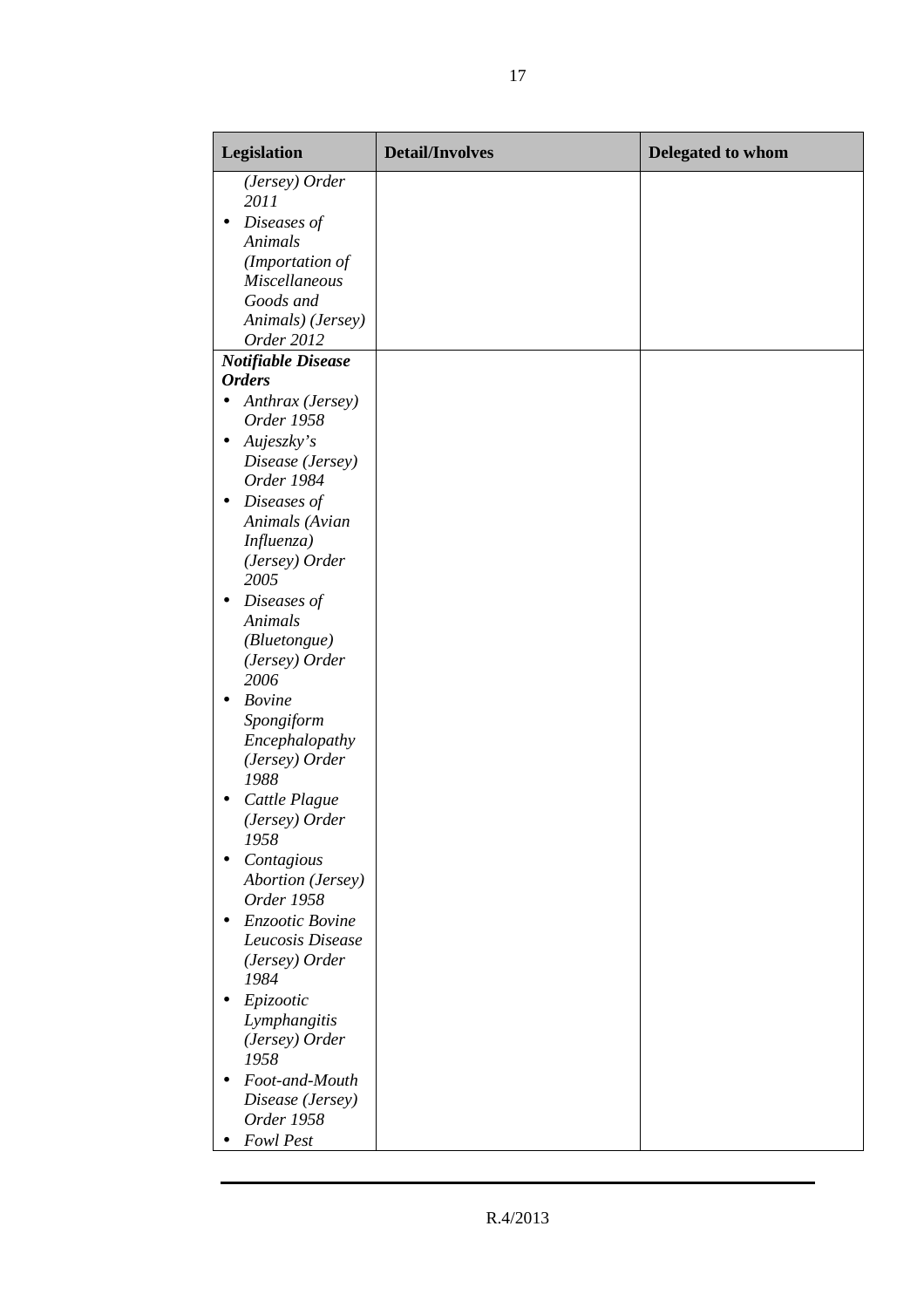| Legislation | Detail/Involves | Delegated to whom |
|---|---|---|
| *(Jersey) Order 2011*<br>• *Diseases of Animals (Importation of Miscellaneous Goods and Animals) (Jersey) Order 2012* | | |
| ***Notifiable Disease Orders***<br>• *Anthrax (Jersey) Order 1958*<br>• *Aujeszky's Disease (Jersey) Order 1984*<br>• *Diseases of Animals (Avian Influenza) (Jersey) Order 2005*<br>• *Diseases of Animals (Bluetongue) (Jersey) Order 2006*<br>• *Bovine Spongiform Encephalopathy (Jersey) Order 1988*<br>• *Cattle Plague (Jersey) Order 1958*<br>• *Contagious Abortion (Jersey) Order 1958*<br>• *Enzootic Bovine Leucosis Disease (Jersey) Order 1984*<br>• *Epizootic Lymphangitis (Jersey) Order 1958*<br>• *Foot-and-Mouth Disease (Jersey) Order 1958*<br>• *Fowl Pest* | | |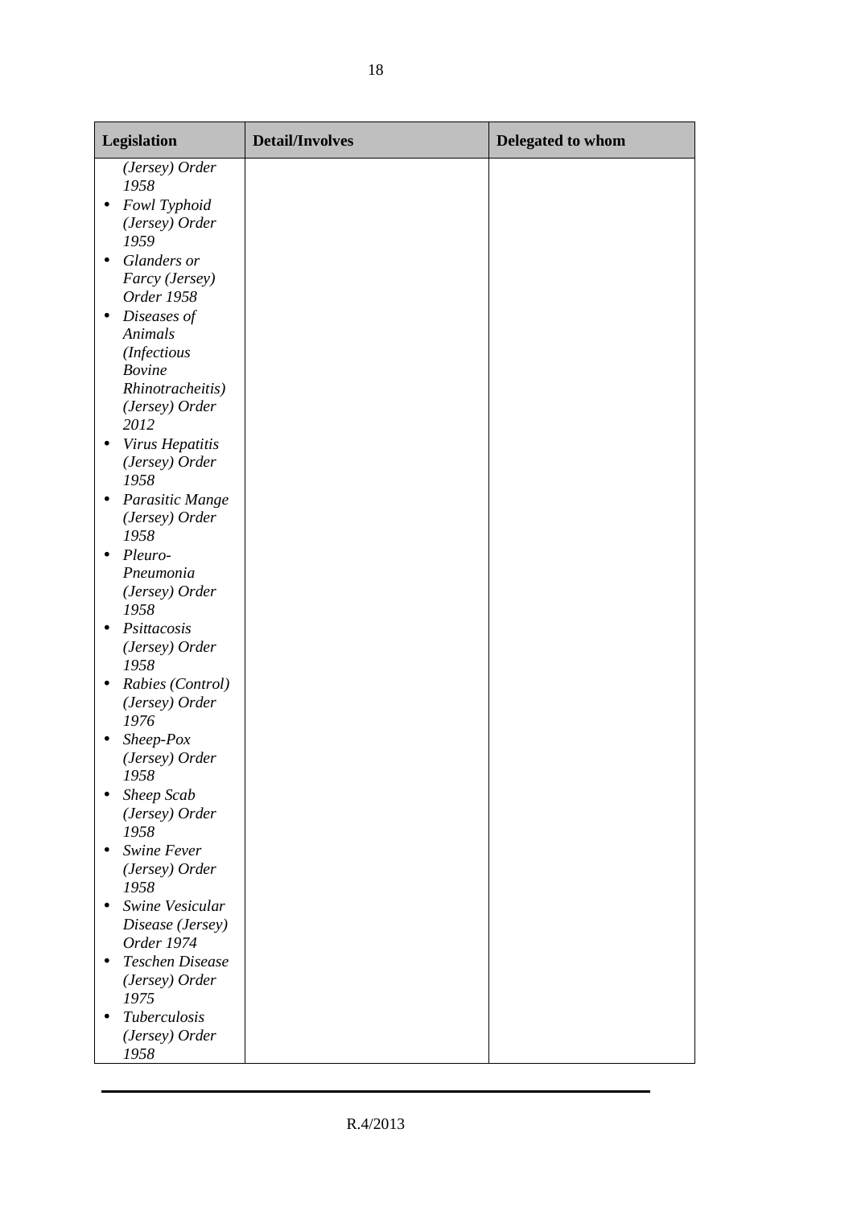| Legislation | Detail/Involves | Delegated to whom |
|---|---|---|
| *(Jersey) Order 1958*<br>• *Fowl Typhoid (Jersey) Order 1959*<br>• *Glanders or Farcy (Jersey) Order 1958*<br>• *Diseases of Animals (Infectious Bovine Rhinotracheitis) (Jersey) Order 2012*<br>• *Virus Hepatitis (Jersey) Order 1958*<br>• *Parasitic Mange (Jersey) Order 1958*<br>• *Pleuro-Pneumonia (Jersey) Order 1958*<br>• *Psittacosis (Jersey) Order 1958*<br>• *Rabies (Control) (Jersey) Order 1976*<br>• *Sheep-Pox (Jersey) Order 1958*<br>• *Sheep Scab (Jersey) Order 1958*<br>• *Swine Fever (Jersey) Order 1958*<br>• *Swine Vesicular Disease (Jersey) Order 1974*<br>• *Teschen Disease (Jersey) Order 1975*<br>• *Tuberculosis (Jersey) Order 1958* | | |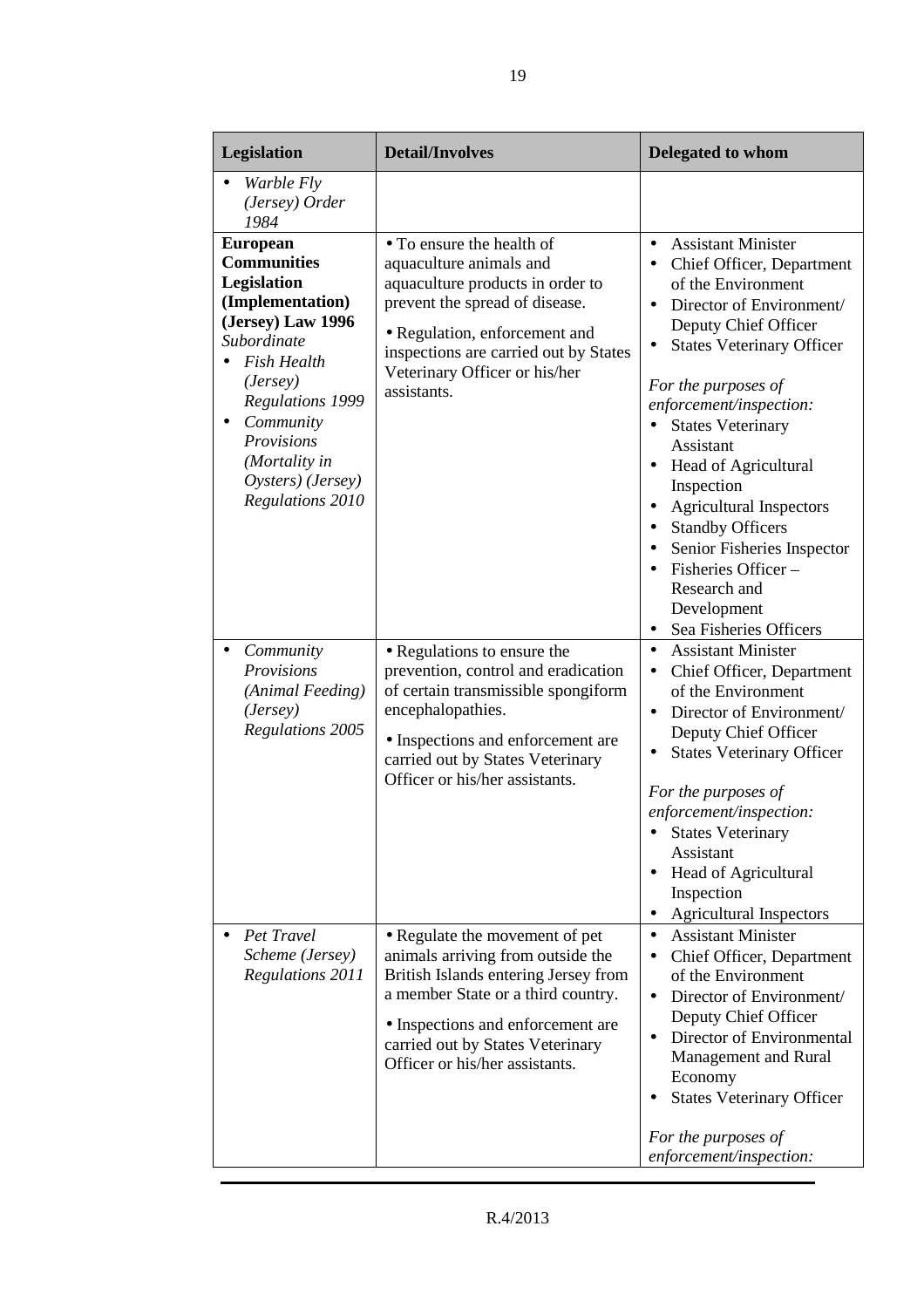| Legislation | Detail/Involves | Delegated to whom |
|---|---|---|
| • *Warble Fly (Jersey) Order 1984* | | |
| **European Communities Legislation (Implementation) (Jersey) Law 1996**<br>*Subordinate*<br>• *Fish Health (Jersey) Regulations 1999*<br>• *Community Provisions (Mortality in Oysters) (Jersey) Regulations 2010* | • To ensure the health of aquaculture animals and aquaculture products in order to prevent the spread of disease.<br>• Regulation, enforcement and inspections are carried out by States Veterinary Officer or his/her assistants. | • Assistant Minister<br>• Chief Officer, Department of the Environment<br>• Director of Environment/ Deputy Chief Officer<br>• States Veterinary Officer<br><br>*For the purposes of enforcement/inspection:*<br>• States Veterinary Assistant<br>• Head of Agricultural Inspection<br>• Agricultural Inspectors<br>• Standby Officers<br>• Senior Fisheries Inspector<br>• Fisheries Officer – Research and Development<br>• Sea Fisheries Officers |
| • *Community Provisions (Animal Feeding) (Jersey) Regulations 2005* | • Regulations to ensure the prevention, control and eradication of certain transmissible spongiform encephalopathies.<br>• Inspections and enforcement are carried out by States Veterinary Officer or his/her assistants. | • Assistant Minister<br>• Chief Officer, Department of the Environment<br>• Director of Environment/ Deputy Chief Officer<br>• States Veterinary Officer<br><br>*For the purposes of enforcement/inspection:*<br>• States Veterinary Assistant<br>• Head of Agricultural Inspection<br>• Agricultural Inspectors |
| • *Pet Travel Scheme (Jersey) Regulations 2011* | • Regulate the movement of pet animals arriving from outside the British Islands entering Jersey from a member State or a third country.<br>• Inspections and enforcement are carried out by States Veterinary Officer or his/her assistants. | • Assistant Minister<br>• Chief Officer, Department of the Environment<br>• Director of Environment/ Deputy Chief Officer<br>• Director of Environmental Management and Rural Economy<br>• States Veterinary Officer<br><br>*For the purposes of enforcement/inspection:* |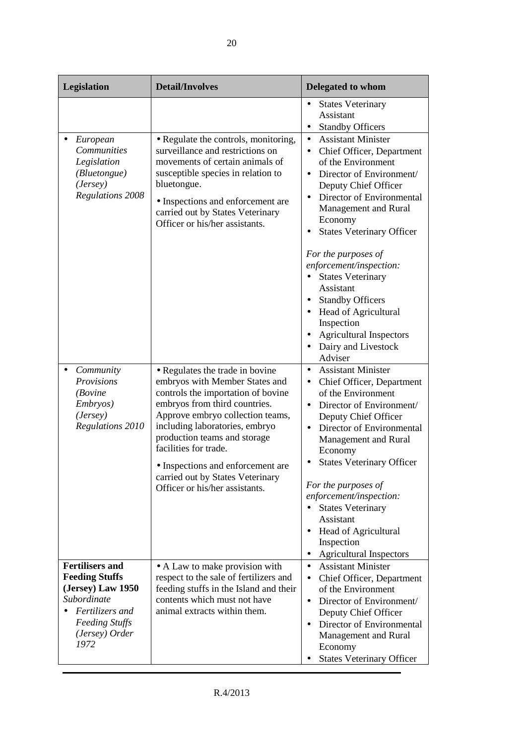| Legislation | Detail/Involves | Delegated to whom |
|---|---|---|
| | | • States Veterinary Assistant<br>• Standby Officers |
| • *European Communities Legislation (Bluetongue) (Jersey) Regulations 2008* | • Regulate the controls, monitoring, surveillance and restrictions on movements of certain animals of susceptible species in relation to bluetongue.<br>• Inspections and enforcement are carried out by States Veterinary Officer or his/her assistants. | • Assistant Minister<br>• Chief Officer, Department of the Environment<br>• Director of Environment/ Deputy Chief Officer<br>• Director of Environmental Management and Rural Economy<br>• States Veterinary Officer<br><br>*For the purposes of enforcement/inspection:*<br>• States Veterinary Assistant<br>• Standby Officers<br>• Head of Agricultural Inspection<br>• Agricultural Inspectors<br>• Dairy and Livestock Adviser |
| • *Community Provisions (Bovine Embryos) (Jersey) Regulations 2010* | • Regulates the trade in bovine embryos with Member States and controls the importation of bovine embryos from third countries. Approve embryo collection teams, including laboratories, embryo production teams and storage facilities for trade.<br>• Inspections and enforcement are carried out by States Veterinary Officer or his/her assistants. | • Assistant Minister<br>• Chief Officer, Department of the Environment<br>• Director of Environment/ Deputy Chief Officer<br>• Director of Environmental Management and Rural Economy<br>• States Veterinary Officer<br><br>*For the purposes of enforcement/inspection:*<br>• States Veterinary Assistant<br>• Head of Agricultural Inspection<br>• Agricultural Inspectors |
| **Fertilisers and Feeding Stuffs (Jersey) Law 1950**<br>*Subordinate*<br>• *Fertilizers and Feeding Stuffs (Jersey) Order 1972* | • A Law to make provision with respect to the sale of fertilizers and feeding stuffs in the Island and their contents which must not have animal extracts within them. | • Assistant Minister<br>• Chief Officer, Department of the Environment<br>• Director of Environment/ Deputy Chief Officer<br>• Director of Environmental Management and Rural Economy<br>• States Veterinary Officer |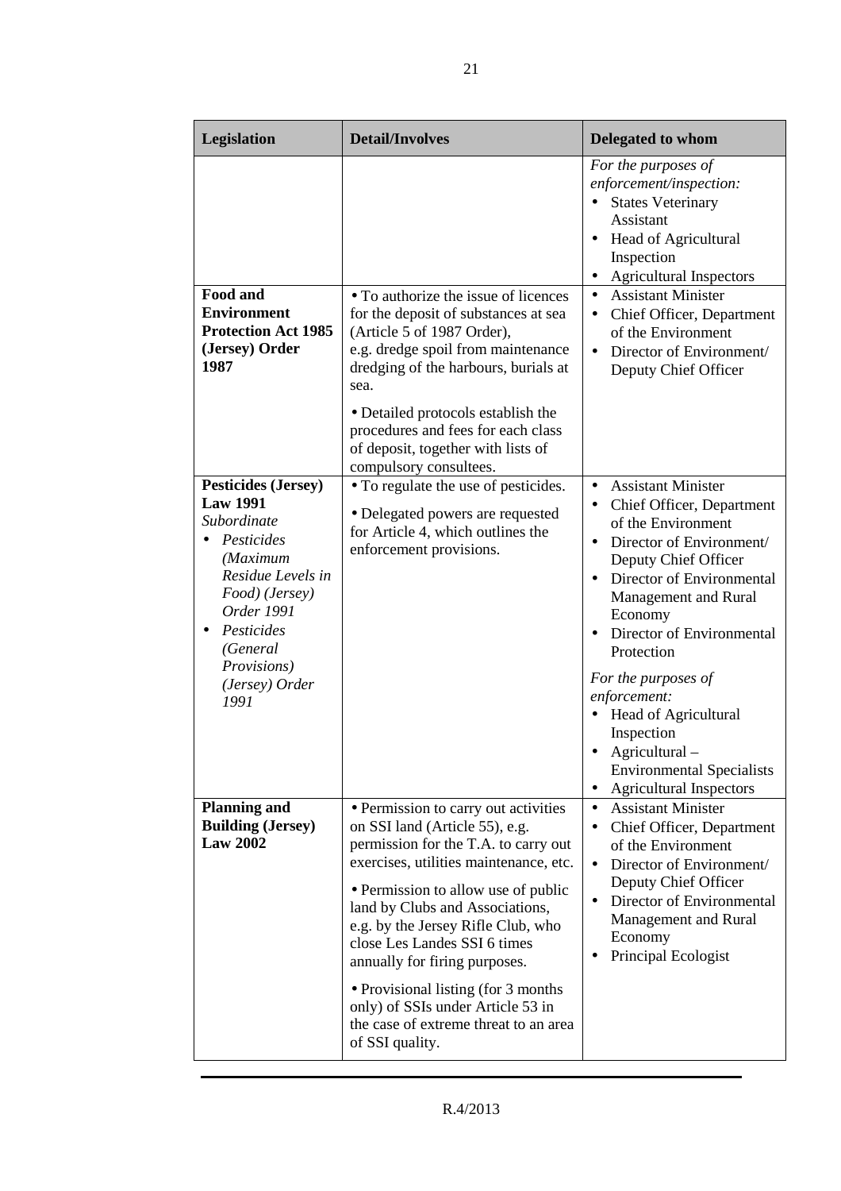| Legislation | Detail/Involves | Delegated to whom |
|---|---|---|
| | | *For the purposes of enforcement/inspection:*<br>• States Veterinary Assistant<br>• Head of Agricultural Inspection<br>• Agricultural Inspectors |
| **Food and Environment Protection Act 1985 (Jersey) Order 1987** | • To authorize the issue of licences for the deposit of substances at sea (Article 5 of 1987 Order), e.g. dredge spoil from maintenance dredging of the harbours, burials at sea.<br><br>• Detailed protocols establish the procedures and fees for each class of deposit, together with lists of compulsory consultees. | • Assistant Minister<br>• Chief Officer, Department of the Environment<br>• Director of Environment/ Deputy Chief Officer |
| **Pesticides (Jersey) Law 1991**<br>*Subordinate*<br>• *Pesticides (Maximum Residue Levels in Food) (Jersey) Order 1991*<br>• *Pesticides (General Provisions) (Jersey) Order 1991* | • To regulate the use of pesticides.<br><br>• Delegated powers are requested for Article 4, which outlines the enforcement provisions. | • Assistant Minister<br>• Chief Officer, Department of the Environment<br>• Director of Environment/ Deputy Chief Officer<br>• Director of Environmental Management and Rural Economy<br>• Director of Environmental Protection<br><br>*For the purposes of enforcement:*<br>• Head of Agricultural Inspection<br>• Agricultural – Environmental Specialists<br>• Agricultural Inspectors |
| **Planning and Building (Jersey) Law 2002** | • Permission to carry out activities on SSI land (Article 55), e.g. permission for the T.A. to carry out exercises, utilities maintenance, etc.<br><br>• Permission to allow use of public land by Clubs and Associations, e.g. by the Jersey Rifle Club, who close Les Landes SSI 6 times annually for firing purposes.<br><br>• Provisional listing (for 3 months only) of SSIs under Article 53 in the case of extreme threat to an area of SSI quality. | • Assistant Minister<br>• Chief Officer, Department of the Environment<br>• Director of Environment/ Deputy Chief Officer<br>• Director of Environmental Management and Rural Economy<br>• Principal Ecologist |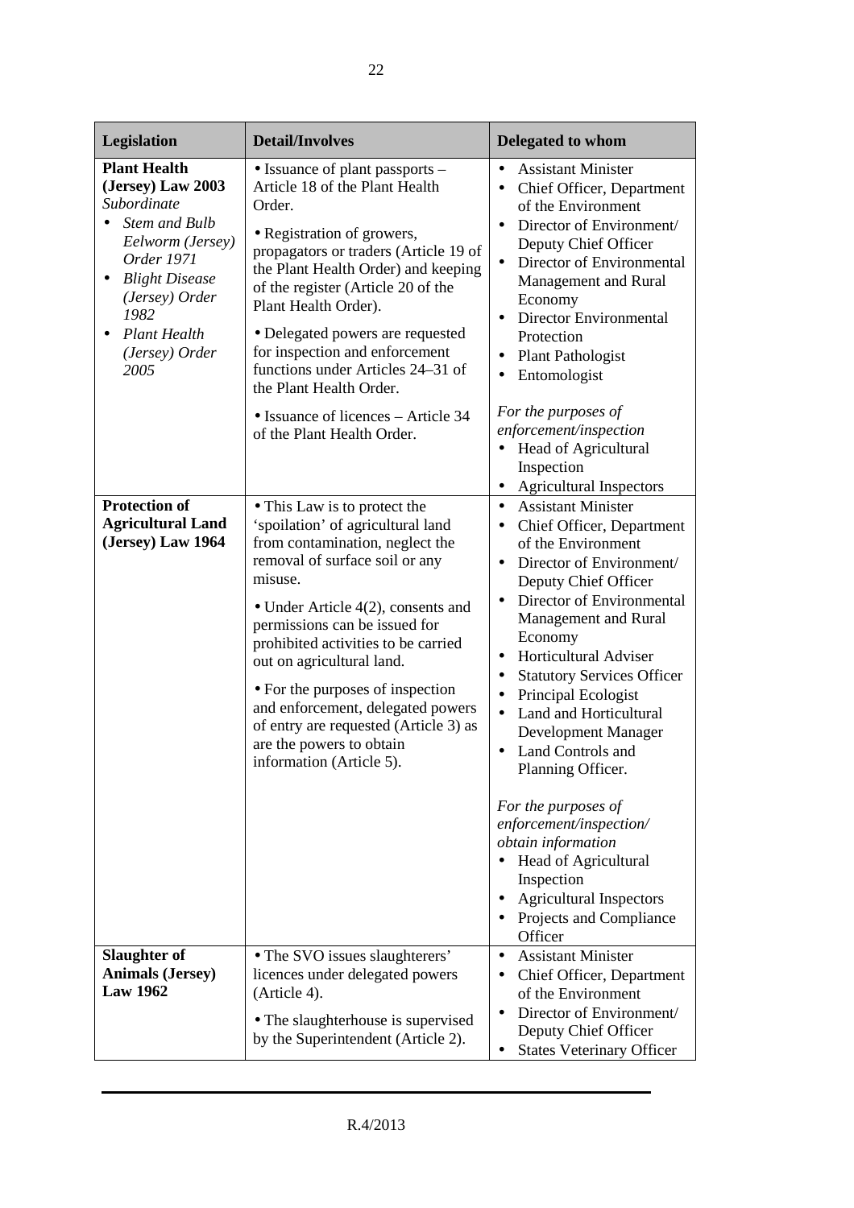| Legislation | Detail/Involves | Delegated to whom |
|---|---|---|
| **Plant Health (Jersey) Law 2003** *Subordinate* <br>• *Stem and Bulb Eelworm (Jersey) Order 1971* <br>• *Blight Disease (Jersey) Order 1982* <br>• *Plant Health (Jersey) Order 2005* | • Issuance of plant passports – Article 18 of the Plant Health Order.<br><br>• Registration of growers, propagators or traders (Article 19 of the Plant Health Order) and keeping of the register (Article 20 of the Plant Health Order).<br><br>• Delegated powers are requested for inspection and enforcement functions under Articles 24–31 of the Plant Health Order.<br><br>• Issuance of licences – Article 34 of the Plant Health Order. | • Assistant Minister<br>• Chief Officer, Department of the Environment<br>• Director of Environment/ Deputy Chief Officer<br>• Director of Environmental Management and Rural Economy<br>• Director Environmental Protection<br>• Plant Pathologist<br>• Entomologist<br><br>*For the purposes of enforcement/inspection*<br>• Head of Agricultural Inspection<br>• Agricultural Inspectors |
| **Protection of Agricultural Land (Jersey) Law 1964** | • This Law is to protect the 'spoilation' of agricultural land from contamination, neglect the removal of surface soil or any misuse.<br><br>• Under Article 4(2), consents and permissions can be issued for prohibited activities to be carried out on agricultural land.<br><br>• For the purposes of inspection and enforcement, delegated powers of entry are requested (Article 3) as are the powers to obtain information (Article 5). | • Assistant Minister<br>• Chief Officer, Department of the Environment<br>• Director of Environment/ Deputy Chief Officer<br>• Director of Environmental Management and Rural Economy<br>• Horticultural Adviser<br>• Statutory Services Officer<br>• Principal Ecologist<br>• Land and Horticultural Development Manager<br>• Land Controls and Planning Officer.<br><br>*For the purposes of enforcement/inspection/ obtain information*<br>• Head of Agricultural Inspection<br>• Agricultural Inspectors<br>• Projects and Compliance Officer |
| **Slaughter of Animals (Jersey) Law 1962** | • The SVO issues slaughterers' licences under delegated powers (Article 4).<br><br>• The slaughterhouse is supervised by the Superintendent (Article 2). | • Assistant Minister<br>• Chief Officer, Department of the Environment<br>• Director of Environment/ Deputy Chief Officer<br>• States Veterinary Officer |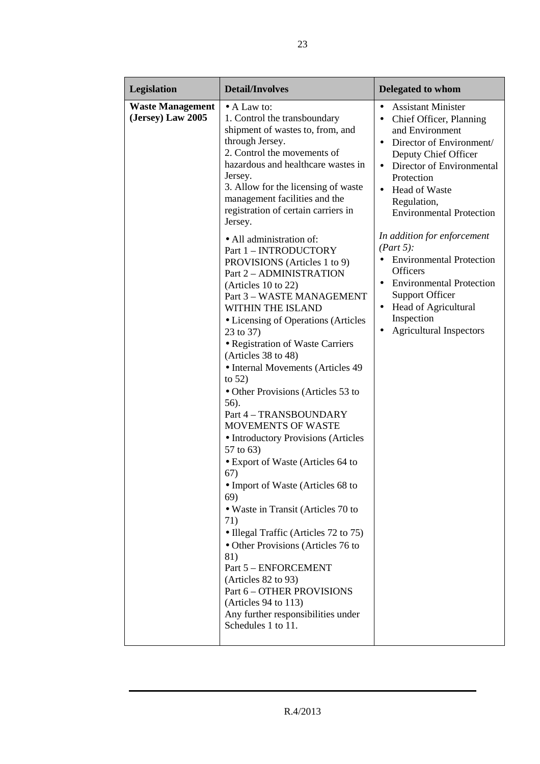| Legislation | Detail/Involves | Delegated to whom |
|---|---|---|
| **Waste Management (Jersey) Law 2005** | • A Law to:<br>1. Control the transboundary shipment of wastes to, from, and through Jersey.<br>2. Control the movements of hazardous and healthcare wastes in Jersey.<br>3. Allow for the licensing of waste management facilities and the registration of certain carriers in Jersey.<br><br>• All administration of:<br>Part 1 – INTRODUCTORY PROVISIONS (Articles 1 to 9)<br>Part 2 – ADMINISTRATION (Articles 10 to 22)<br>Part 3 – WASTE MANAGEMENT WITHIN THE ISLAND<br>• Licensing of Operations (Articles 23 to 37)<br>• Registration of Waste Carriers (Articles 38 to 48)<br>• Internal Movements (Articles 49 to 52)<br>• Other Provisions (Articles 53 to 56).<br>Part 4 – TRANSBOUNDARY MOVEMENTS OF WASTE<br>• Introductory Provisions (Articles 57 to 63)<br>• Export of Waste (Articles 64 to 67)<br>• Import of Waste (Articles 68 to 69)<br>• Waste in Transit (Articles 70 to 71)<br>• Illegal Traffic (Articles 72 to 75)<br>• Other Provisions (Articles 76 to 81)<br>Part 5 – ENFORCEMENT (Articles 82 to 93)<br>Part 6 – OTHER PROVISIONS (Articles 94 to 113)<br>Any further responsibilities under Schedules 1 to 11. | • Assistant Minister<br>• Chief Officer, Planning and Environment<br>• Director of Environment/ Deputy Chief Officer<br>• Director of Environmental Protection<br>• Head of Waste Regulation, Environmental Protection<br><br>*In addition for enforcement (Part 5):*<br>• Environmental Protection Officers<br>• Environmental Protection Support Officer<br>• Head of Agricultural Inspection<br>• Agricultural Inspectors |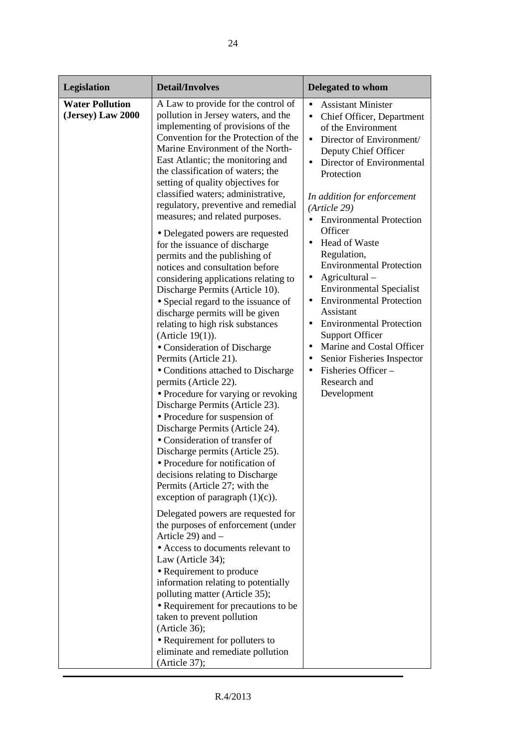| Legislation | Detail/Involves | Delegated to whom |
|---|---|---|
| **Water Pollution (Jersey) Law 2000** | A Law to provide for the control of pollution in Jersey waters, and the implementing of provisions of the Convention for the Protection of the Marine Environment of the North-East Atlantic; the monitoring and the classification of waters; the setting of quality objectives for classified waters; administrative, regulatory, preventive and remedial measures; and related purposes.<br><br>• Delegated powers are requested for the issuance of discharge permits and the publishing of notices and consultation before considering applications relating to Discharge Permits (Article 10).<br>• Special regard to the issuance of discharge permits will be given relating to high risk substances (Article 19(1)).<br>• Consideration of Discharge Permits (Article 21).<br>• Conditions attached to Discharge permits (Article 22).<br>• Procedure for varying or revoking Discharge Permits (Article 23).<br>• Procedure for suspension of Discharge Permits (Article 24).<br>• Consideration of transfer of Discharge permits (Article 25).<br>• Procedure for notification of decisions relating to Discharge Permits (Article 27; with the exception of paragraph (1)(c)).<br><br>Delegated powers are requested for the purposes of enforcement (under Article 29) and –<br>• Access to documents relevant to Law (Article 34);<br>• Requirement to produce information relating to potentially polluting matter (Article 35);<br>• Requirement for precautions to be taken to prevent pollution (Article 36);<br>• Requirement for polluters to eliminate and remediate pollution (Article 37); | • Assistant Minister<br>• Chief Officer, Department of the Environment<br>• Director of Environment/ Deputy Chief Officer<br>• Director of Environmental Protection<br><br>*In addition for enforcement (Article 29)*<br>• Environmental Protection Officer<br>• Head of Waste Regulation, Environmental Protection<br>• Agricultural – Environmental Specialist<br>• Environmental Protection Assistant<br>• Environmental Protection Support Officer<br>• Marine and Costal Officer<br>• Senior Fisheries Inspector<br>• Fisheries Officer – Research and Development |

R.4/2013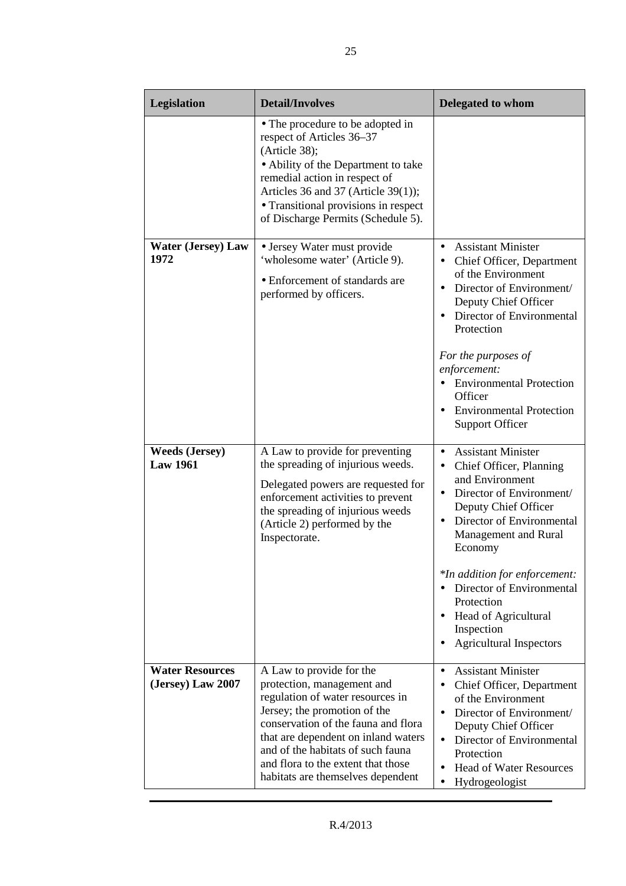| Legislation | Detail/Involves | Delegated to whom |
|---|---|---|
| | • The procedure to be adopted in respect of Articles 36–37 (Article 38);<br>• Ability of the Department to take remedial action in respect of Articles 36 and 37 (Article 39(1));<br>• Transitional provisions in respect of Discharge Permits (Schedule 5). | |
| **Water (Jersey) Law 1972** | • Jersey Water must provide 'wholesome water' (Article 9).<br>• Enforcement of standards are performed by officers. | • Assistant Minister<br>• Chief Officer, Department of the Environment<br>• Director of Environment/ Deputy Chief Officer<br>• Director of Environmental Protection<br><br>*For the purposes of enforcement:*<br>• Environmental Protection Officer<br>• Environmental Protection Support Officer |
| **Weeds (Jersey) Law 1961** | A Law to provide for preventing the spreading of injurious weeds.<br><br>Delegated powers are requested for enforcement activities to prevent the spreading of injurious weeds (Article 2) performed by the Inspectorate. | • Assistant Minister<br>• Chief Officer, Planning and Environment<br>• Director of Environment/ Deputy Chief Officer<br>• Director of Environmental Management and Rural Economy<br><br>**In addition for enforcement:*<br>• Director of Environmental Protection<br>• Head of Agricultural Inspection<br>• Agricultural Inspectors |
| **Water Resources (Jersey) Law 2007** | A Law to provide for the protection, management and regulation of water resources in Jersey; the promotion of the conservation of the fauna and flora that are dependent on inland waters and of the habitats of such fauna and flora to the extent that those habitats are themselves dependent | • Assistant Minister<br>• Chief Officer, Department of the Environment<br>• Director of Environment/ Deputy Chief Officer<br>• Director of Environmental Protection<br>• Head of Water Resources<br>• Hydrogeologist |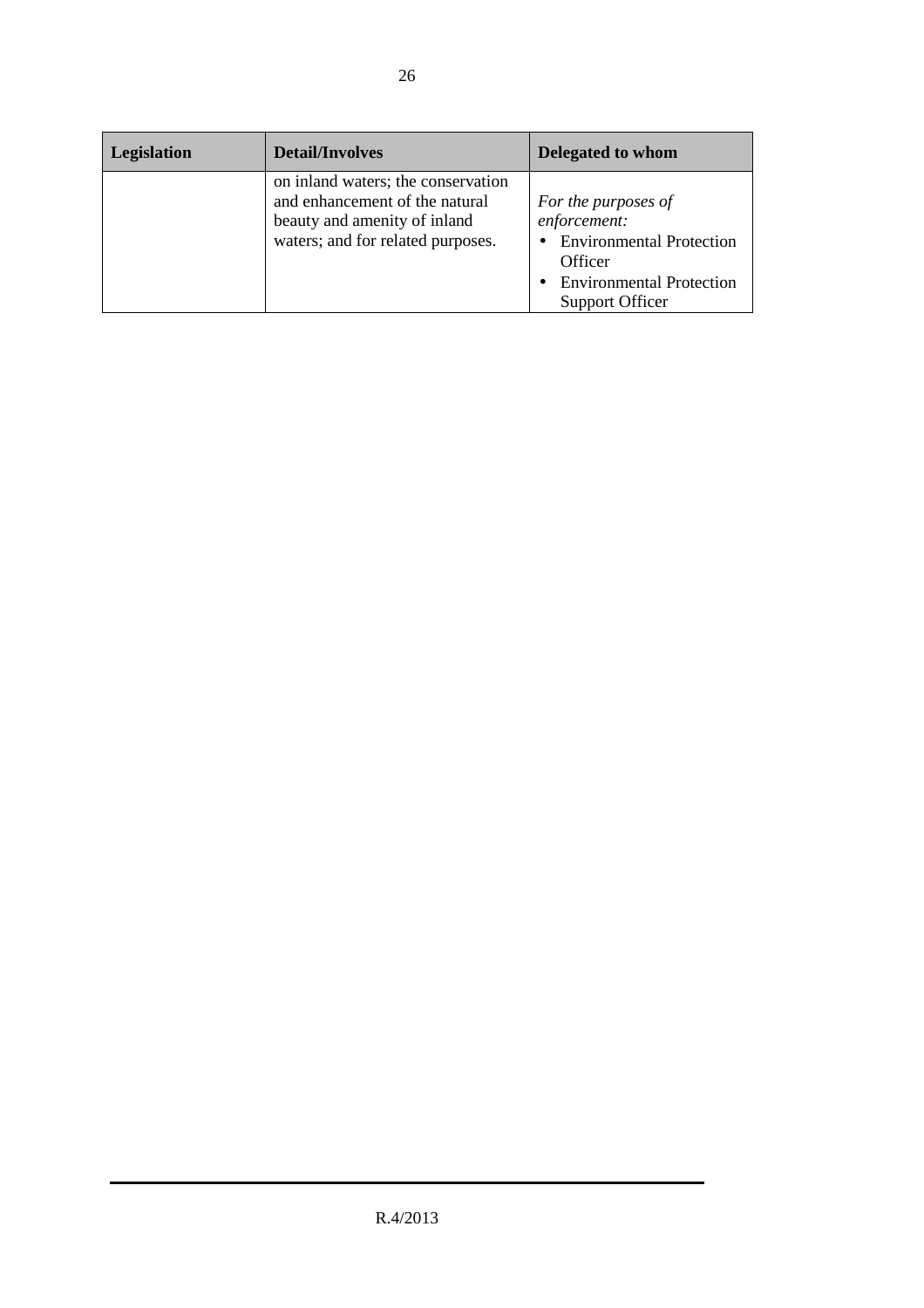| Legislation | Detail/Involves | Delegated to whom |
|---|---|---|
| | on inland waters; the conservation and enhancement of the natural beauty and amenity of inland waters; and for related purposes. | *For the purposes of enforcement:*<br>• Environmental Protection Officer<br>• Environmental Protection Support Officer |

R.4/2013